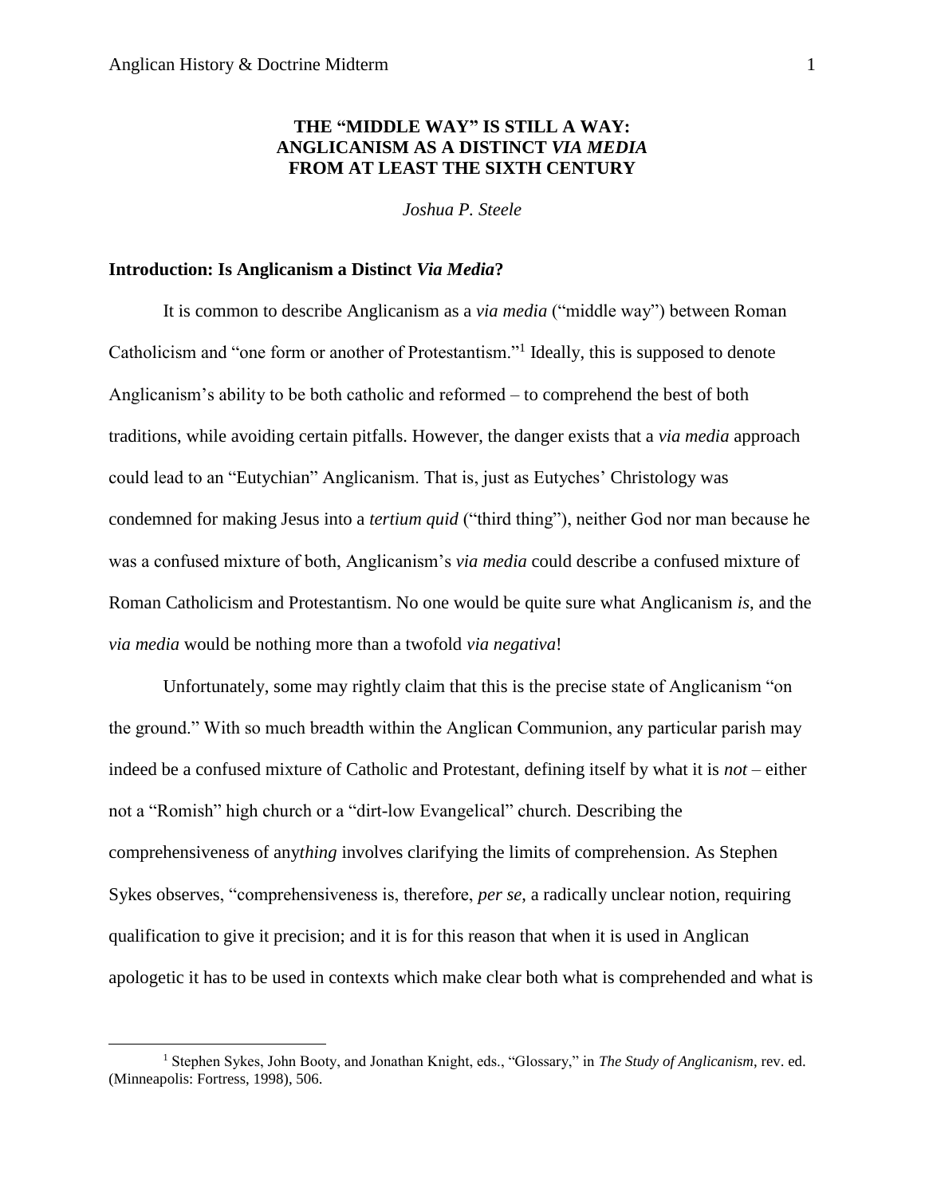# THE "MIDDLE WAY" IS STILL A WAY: ANGLICANISM AS A DISTINCT *VIA MEDIA* FROM AT LEAST THE SIXTH CENTURY

*Joshua P. Steele*

## Introduction: Is Anglicanism a Distinct *Via Media*?

It is common to describe Anglicanism as a *via media* ("middle way") between Roman Catholicism and "one form or another of Protestantism."[1] Ideally, this is supposed to denote Anglicanism's ability to be both catholic and reformed – to comprehend the best of both traditions, while avoiding certain pitfalls. However, the danger exists that a *via media* approach could lead to an "Eutychian" Anglicanism. That is, just as Eutyches' Christology was condemned for making Jesus into a *tertium quid* ("third thing"), neither God nor man because he was a confused mixture of both, Anglicanism's *via media* could describe a confused mixture of Roman Catholicism and Protestantism. No one would be quite sure what Anglicanism *is*, and the *via media* would be nothing more than a twofold *via negativa*!

Unfortunately, some may rightly claim that this is the precise state of Anglicanism "on the ground." With so much breadth within the Anglican Communion, any particular parish may indeed be a confused mixture of Catholic and Protestant, defining itself by what it is *not* – either not a "Romish" high church or a "dirt-low Evangelical" church. Describing the comprehensiveness of any*thing* involves clarifying the limits of comprehension. As Stephen Sykes observes, "comprehensiveness is, therefore, *per se*, a radically unclear notion, requiring qualification to give it precision; and it is for this reason that when it is used in Anglican apologetic it has to be used in contexts which make clear both what is comprehended and what is

[1] Stephen Sykes, John Booty, and Jonathan Knight, eds., "Glossary," in *The Study of Anglicanism*, rev. ed. (Minneapolis: Fortress, 1998), 506.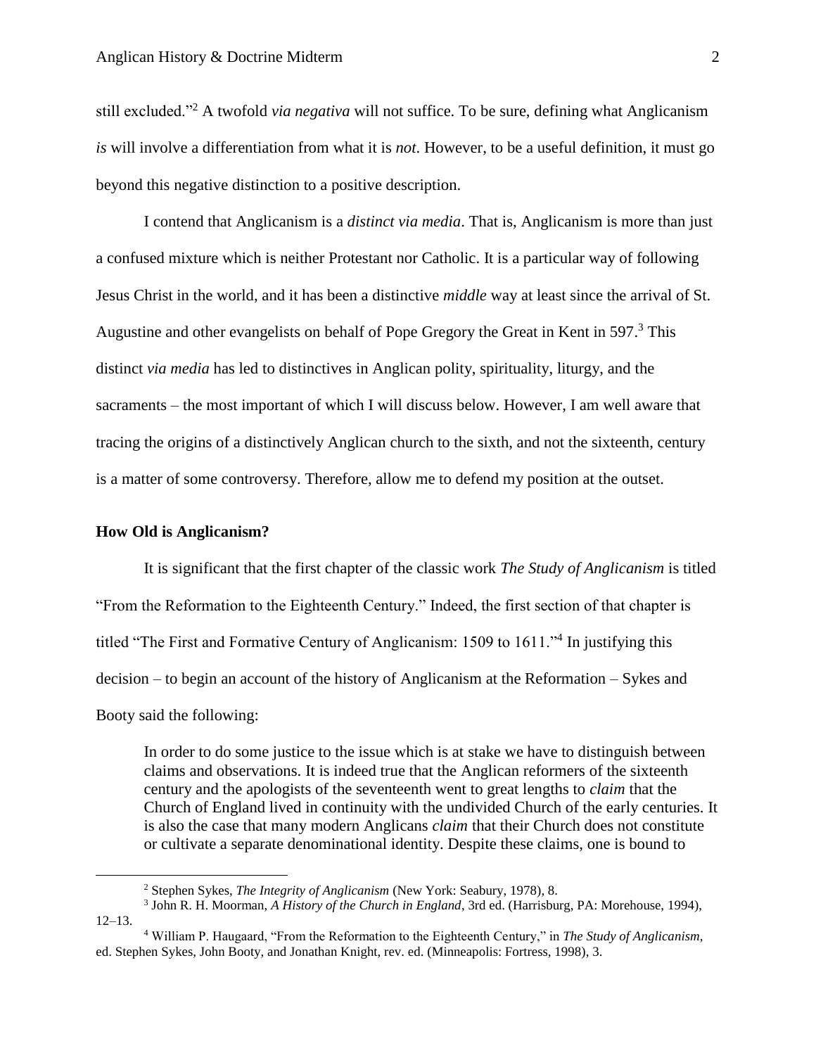still excluded."[2] A twofold *via negativa* will not suffice. To be sure, defining what Anglicanism *is* will involve a differentiation from what it is *not*. However, to be a useful definition, it must go beyond this negative distinction to a positive description.

I contend that Anglicanism is a *distinct via media*. That is, Anglicanism is more than just a confused mixture which is neither Protestant nor Catholic. It is a particular way of following Jesus Christ in the world, and it has been a distinctive *middle* way at least since the arrival of St. Augustine and other evangelists on behalf of Pope Gregory the Great in Kent in 597.[3] This distinct *via media* has led to distinctives in Anglican polity, spirituality, liturgy, and the sacraments – the most important of which I will discuss below. However, I am well aware that tracing the origins of a distinctively Anglican church to the sixth, and not the sixteenth, century is a matter of some controversy. Therefore, allow me to defend my position at the outset.

### How Old is Anglicanism?

It is significant that the first chapter of the classic work *The Study of Anglicanism* is titled "From the Reformation to the Eighteenth Century." Indeed, the first section of that chapter is titled "The First and Formative Century of Anglicanism: 1509 to 1611."[4] In justifying this decision – to begin an account of the history of Anglicanism at the Reformation – Sykes and Booty said the following:

> In order to do some justice to the issue which is at stake we have to distinguish between claims and observations. It is indeed true that the Anglican reformers of the sixteenth century and the apologists of the seventeenth went to great lengths to *claim* that the Church of England lived in continuity with the undivided Church of the early centuries. It is also the case that many modern Anglicans *claim* that their Church does not constitute or cultivate a separate denominational identity. Despite these claims, one is bound to

---

[2] Stephen Sykes, *The Integrity of Anglicanism* (New York: Seabury, 1978), 8.

[3] John R. H. Moorman, *A History of the Church in England*, 3rd ed. (Harrisburg, PA: Morehouse, 1994), 12–13.

[4] William P. Haugaard, "From the Reformation to the Eighteenth Century," in *The Study of Anglicanism*, ed. Stephen Sykes, John Booty, and Jonathan Knight, rev. ed. (Minneapolis: Fortress, 1998), 3.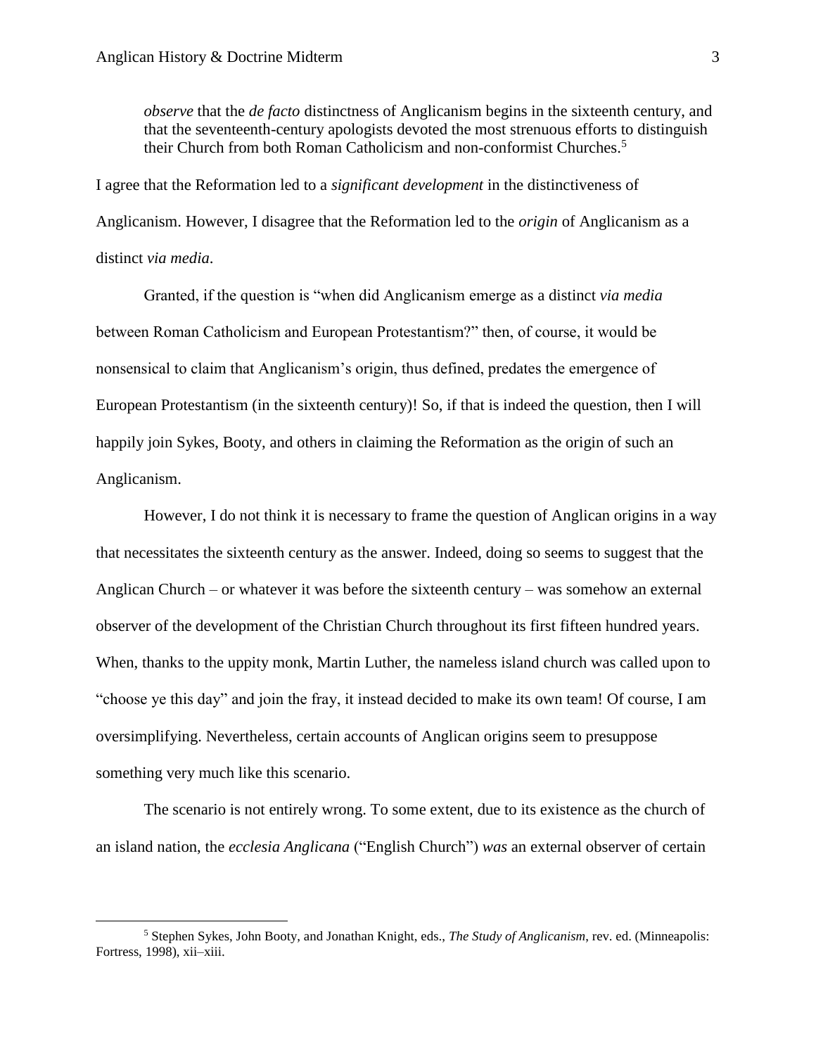> *observe* that the *de facto* distinctness of Anglicanism begins in the sixteenth century, and that the seventeenth-century apologists devoted the most strenuous efforts to distinguish their Church from both Roman Catholicism and non-conformist Churches.[5]

I agree that the Reformation led to a *significant development* in the distinctiveness of Anglicanism. However, I disagree that the Reformation led to the *origin* of Anglicanism as a distinct *via media*.

Granted, if the question is "when did Anglicanism emerge as a distinct *via media* between Roman Catholicism and European Protestantism?" then, of course, it would be nonsensical to claim that Anglicanism's origin, thus defined, predates the emergence of European Protestantism (in the sixteenth century)! So, if that is indeed the question, then I will happily join Sykes, Booty, and others in claiming the Reformation as the origin of such an Anglicanism.

However, I do not think it is necessary to frame the question of Anglican origins in a way that necessitates the sixteenth century as the answer. Indeed, doing so seems to suggest that the Anglican Church – or whatever it was before the sixteenth century – was somehow an external observer of the development of the Christian Church throughout its first fifteen hundred years. When, thanks to the uppity monk, Martin Luther, the nameless island church was called upon to "choose ye this day" and join the fray, it instead decided to make its own team! Of course, I am oversimplifying. Nevertheless, certain accounts of Anglican origins seem to presuppose something very much like this scenario.

The scenario is not entirely wrong. To some extent, due to its existence as the church of an island nation, the *ecclesia Anglicana* ("English Church") *was* an external observer of certain

[5] Stephen Sykes, John Booty, and Jonathan Knight, eds., *The Study of Anglicanism*, rev. ed. (Minneapolis: Fortress, 1998), xii–xiii.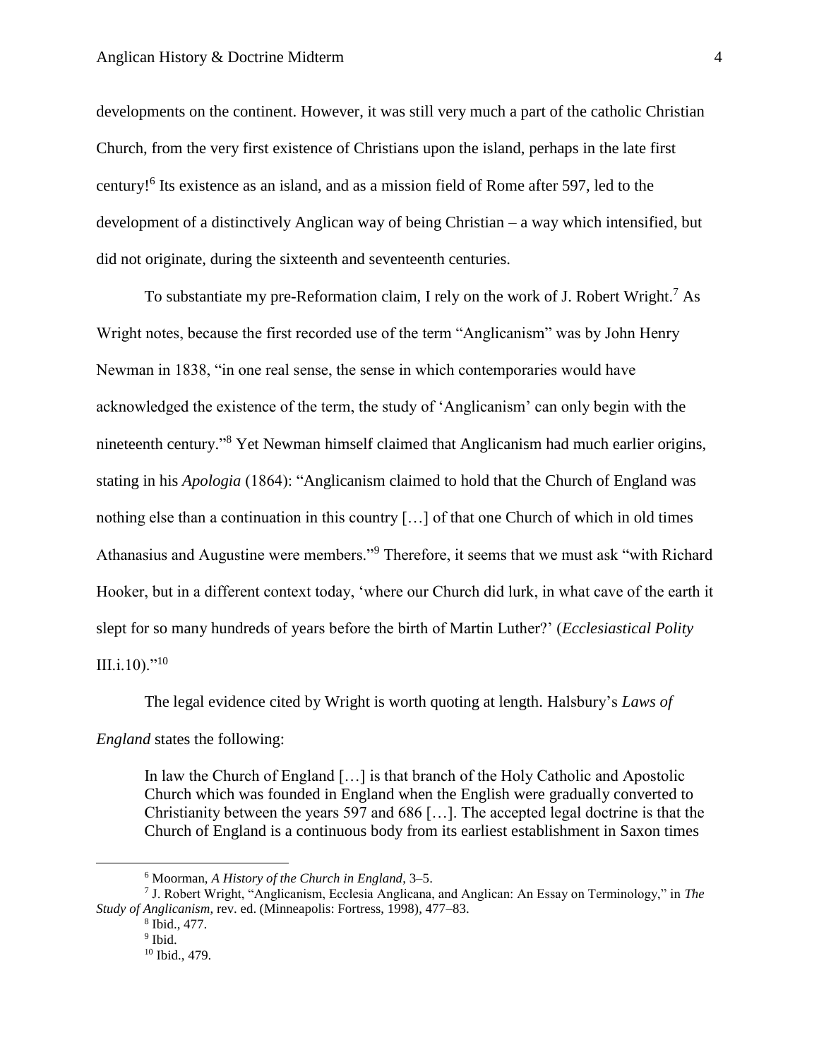developments on the continent. However, it was still very much a part of the catholic Christian Church, from the very first existence of Christians upon the island, perhaps in the late first century![6] Its existence as an island, and as a mission field of Rome after 597, led to the development of a distinctively Anglican way of being Christian – a way which intensified, but did not originate, during the sixteenth and seventeenth centuries.

To substantiate my pre-Reformation claim, I rely on the work of J. Robert Wright.[7] As Wright notes, because the first recorded use of the term "Anglicanism" was by John Henry Newman in 1838, "in one real sense, the sense in which contemporaries would have acknowledged the existence of the term, the study of 'Anglicanism' can only begin with the nineteenth century."[8] Yet Newman himself claimed that Anglicanism had much earlier origins, stating in his *Apologia* (1864): "Anglicanism claimed to hold that the Church of England was nothing else than a continuation in this country […] of that one Church of which in old times Athanasius and Augustine were members."[9] Therefore, it seems that we must ask "with Richard Hooker, but in a different context today, 'where our Church did lurk, in what cave of the earth it slept for so many hundreds of years before the birth of Martin Luther?' (*Ecclesiastical Polity* III.i.10)."[10]

The legal evidence cited by Wright is worth quoting at length. Halsbury's *Laws of England* states the following:

> In law the Church of England […] is that branch of the Holy Catholic and Apostolic Church which was founded in England when the English were gradually converted to Christianity between the years 597 and 686 […]. The accepted legal doctrine is that the Church of England is a continuous body from its earliest establishment in Saxon times

---

[6] Moorman, *A History of the Church in England*, 3–5.

[7] J. Robert Wright, "Anglicanism, Ecclesia Anglicana, and Anglican: An Essay on Terminology," in *The Study of Anglicanism*, rev. ed. (Minneapolis: Fortress, 1998), 477–83.

[8] Ibid., 477.

[9] Ibid.

[10] Ibid., 479.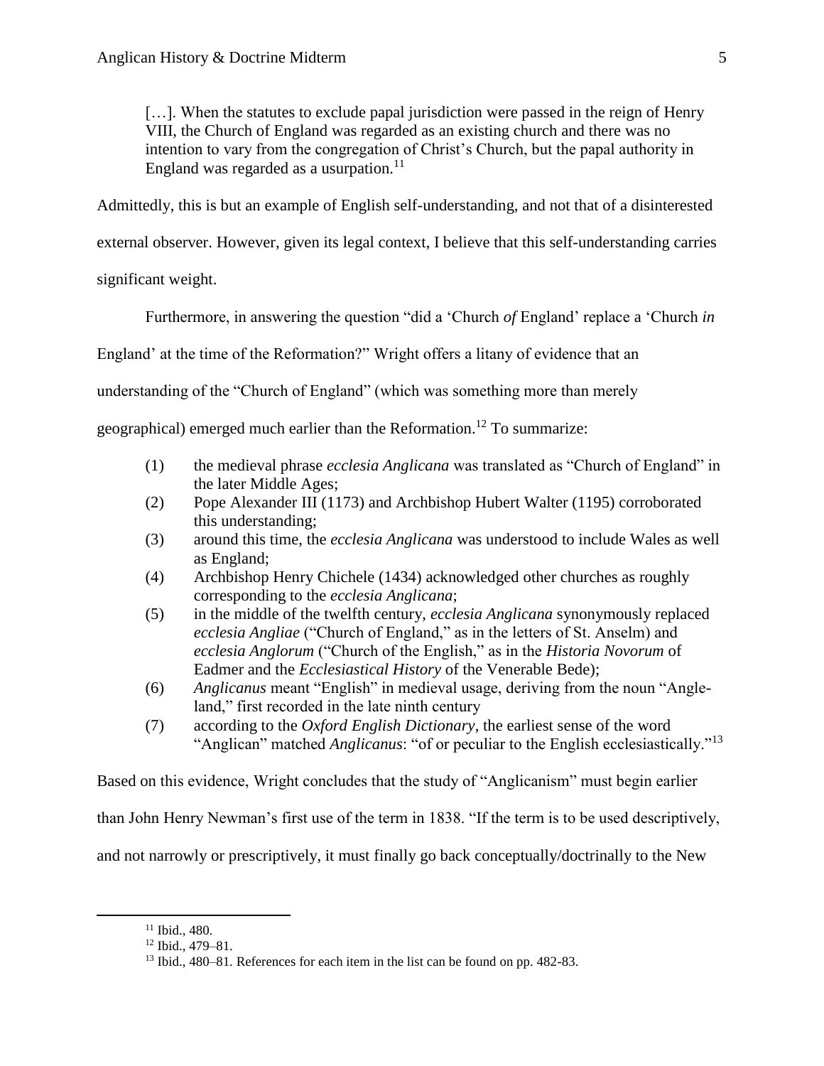> […]. When the statutes to exclude papal jurisdiction were passed in the reign of Henry VIII, the Church of England was regarded as an existing church and there was no intention to vary from the congregation of Christ's Church, but the papal authority in England was regarded as a usurpation.[11]

Admittedly, this is but an example of English self-understanding, and not that of a disinterested external observer. However, given its legal context, I believe that this self-understanding carries significant weight.

Furthermore, in answering the question "did a 'Church *of* England' replace a 'Church *in* England' at the time of the Reformation?" Wright offers a litany of evidence that an understanding of the "Church of England" (which was something more than merely geographical) emerged much earlier than the Reformation.[12] To summarize:

> (1) the medieval phrase *ecclesia Anglicana* was translated as "Church of England" in the later Middle Ages;
> (2) Pope Alexander III (1173) and Archbishop Hubert Walter (1195) corroborated this understanding;
> (3) around this time, the *ecclesia Anglicana* was understood to include Wales as well as England;
> (4) Archbishop Henry Chichele (1434) acknowledged other churches as roughly corresponding to the *ecclesia Anglicana*;
> (5) in the middle of the twelfth century, *ecclesia Anglicana* synonymously replaced *ecclesia Angliae* ("Church of England," as in the letters of St. Anselm) and *ecclesia Anglorum* ("Church of the English," as in the *Historia Novorum* of Eadmer and the *Ecclesiastical History* of the Venerable Bede);
> (6) *Anglicanus* meant "English" in medieval usage, deriving from the noun "Angle-land," first recorded in the late ninth century
> (7) according to the *Oxford English Dictionary*, the earliest sense of the word "Anglican" matched *Anglicanus*: "of or peculiar to the English ecclesiastically."[13]

Based on this evidence, Wright concludes that the study of "Anglicanism" must begin earlier than John Henry Newman's first use of the term in 1838. "If the term is to be used descriptively, and not narrowly or prescriptively, it must finally go back conceptually/doctrinally to the New

---

[11] Ibid., 480.

[12] Ibid., 479–81.

[13] Ibid., 480–81. References for each item in the list can be found on pp. 482-83.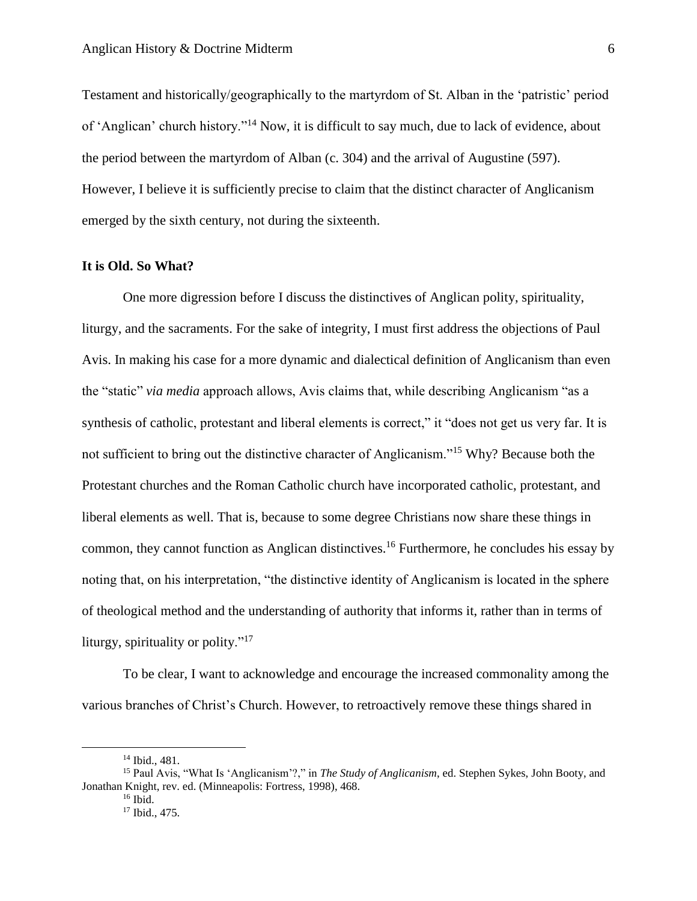Testament and historically/geographically to the martyrdom of St. Alban in the 'patristic' period of 'Anglican' church history."[14] Now, it is difficult to say much, due to lack of evidence, about the period between the martyrdom of Alban (c. 304) and the arrival of Augustine (597). However, I believe it is sufficiently precise to claim that the distinct character of Anglicanism emerged by the sixth century, not during the sixteenth.

**It is Old. So What?**

One more digression before I discuss the distinctives of Anglican polity, spirituality, liturgy, and the sacraments. For the sake of integrity, I must first address the objections of Paul Avis. In making his case for a more dynamic and dialectical definition of Anglicanism than even the "static" *via media* approach allows, Avis claims that, while describing Anglicanism "as a synthesis of catholic, protestant and liberal elements is correct," it "does not get us very far. It is not sufficient to bring out the distinctive character of Anglicanism."[15] Why? Because both the Protestant churches and the Roman Catholic church have incorporated catholic, protestant, and liberal elements as well. That is, because to some degree Christians now share these things in common, they cannot function as Anglican distinctives.[16] Furthermore, he concludes his essay by noting that, on his interpretation, "the distinctive identity of Anglicanism is located in the sphere of theological method and the understanding of authority that informs it, rather than in terms of liturgy, spirituality or polity."[17]

To be clear, I want to acknowledge and encourage the increased commonality among the various branches of Christ's Church. However, to retroactively remove these things shared in

---

[14] Ibid., 481.

[15] Paul Avis, "What Is 'Anglicanism'?," in *The Study of Anglicanism*, ed. Stephen Sykes, John Booty, and Jonathan Knight, rev. ed. (Minneapolis: Fortress, 1998), 468.

[16] Ibid.

[17] Ibid., 475.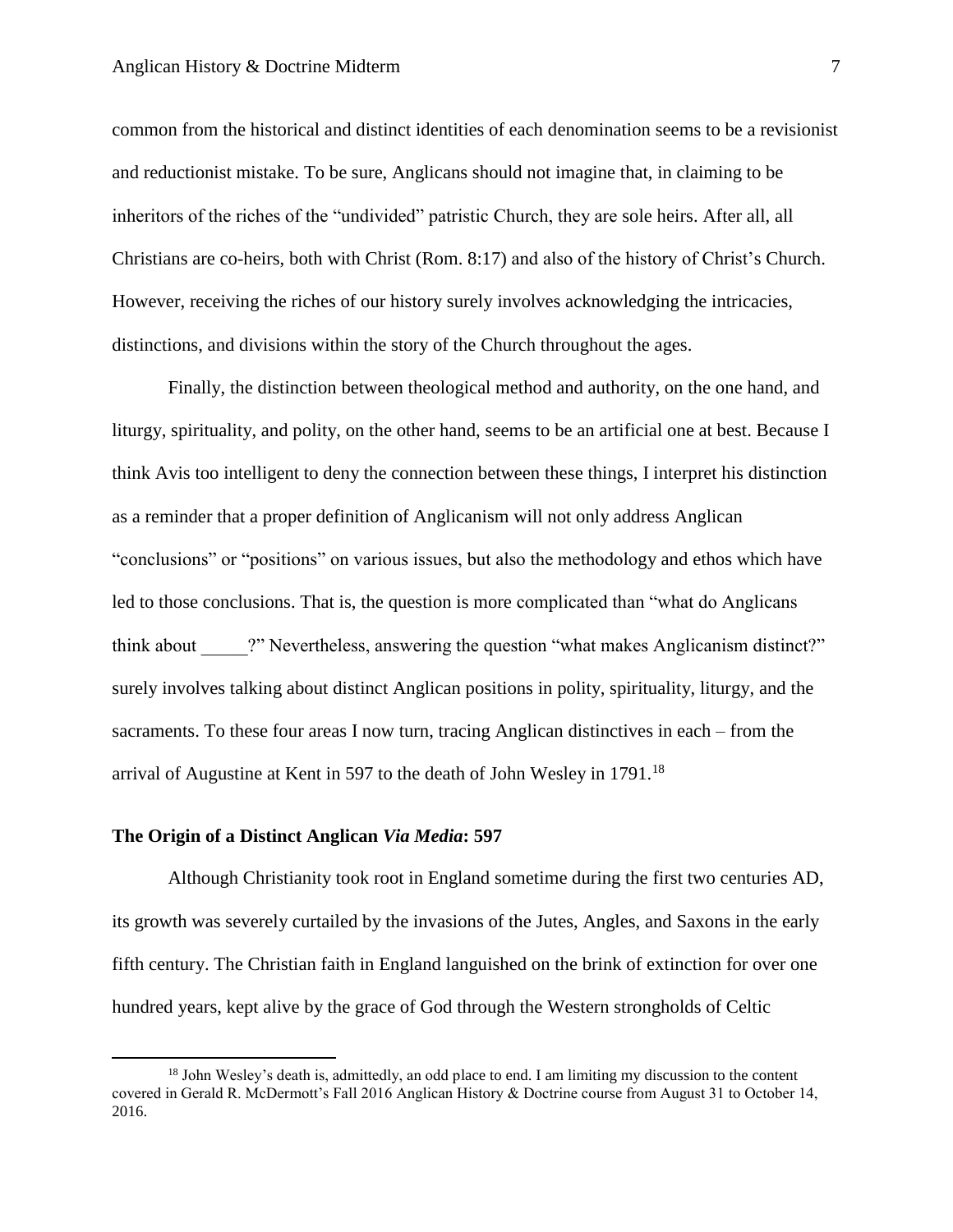common from the historical and distinct identities of each denomination seems to be a revisionist and reductionist mistake. To be sure, Anglicans should not imagine that, in claiming to be inheritors of the riches of the "undivided" patristic Church, they are sole heirs. After all, all Christians are co-heirs, both with Christ (Rom. 8:17) and also of the history of Christ's Church. However, receiving the riches of our history surely involves acknowledging the intricacies, distinctions, and divisions within the story of the Church throughout the ages.

Finally, the distinction between theological method and authority, on the one hand, and liturgy, spirituality, and polity, on the other hand, seems to be an artificial one at best. Because I think Avis too intelligent to deny the connection between these things, I interpret his distinction as a reminder that a proper definition of Anglicanism will not only address Anglican "conclusions" or "positions" on various issues, but also the methodology and ethos which have led to those conclusions. That is, the question is more complicated than "what do Anglicans think about _____?" Nevertheless, answering the question "what makes Anglicanism distinct?" surely involves talking about distinct Anglican positions in polity, spirituality, liturgy, and the sacraments. To these four areas I now turn, tracing Anglican distinctives in each – from the arrival of Augustine at Kent in 597 to the death of John Wesley in 1791.[18]

### The Origin of a Distinct Anglican *Via Media*: 597

Although Christianity took root in England sometime during the first two centuries AD, its growth was severely curtailed by the invasions of the Jutes, Angles, and Saxons in the early fifth century. The Christian faith in England languished on the brink of extinction for over one hundred years, kept alive by the grace of God through the Western strongholds of Celtic

[18] John Wesley's death is, admittedly, an odd place to end. I am limiting my discussion to the content covered in Gerald R. McDermott's Fall 2016 Anglican History & Doctrine course from August 31 to October 14, 2016.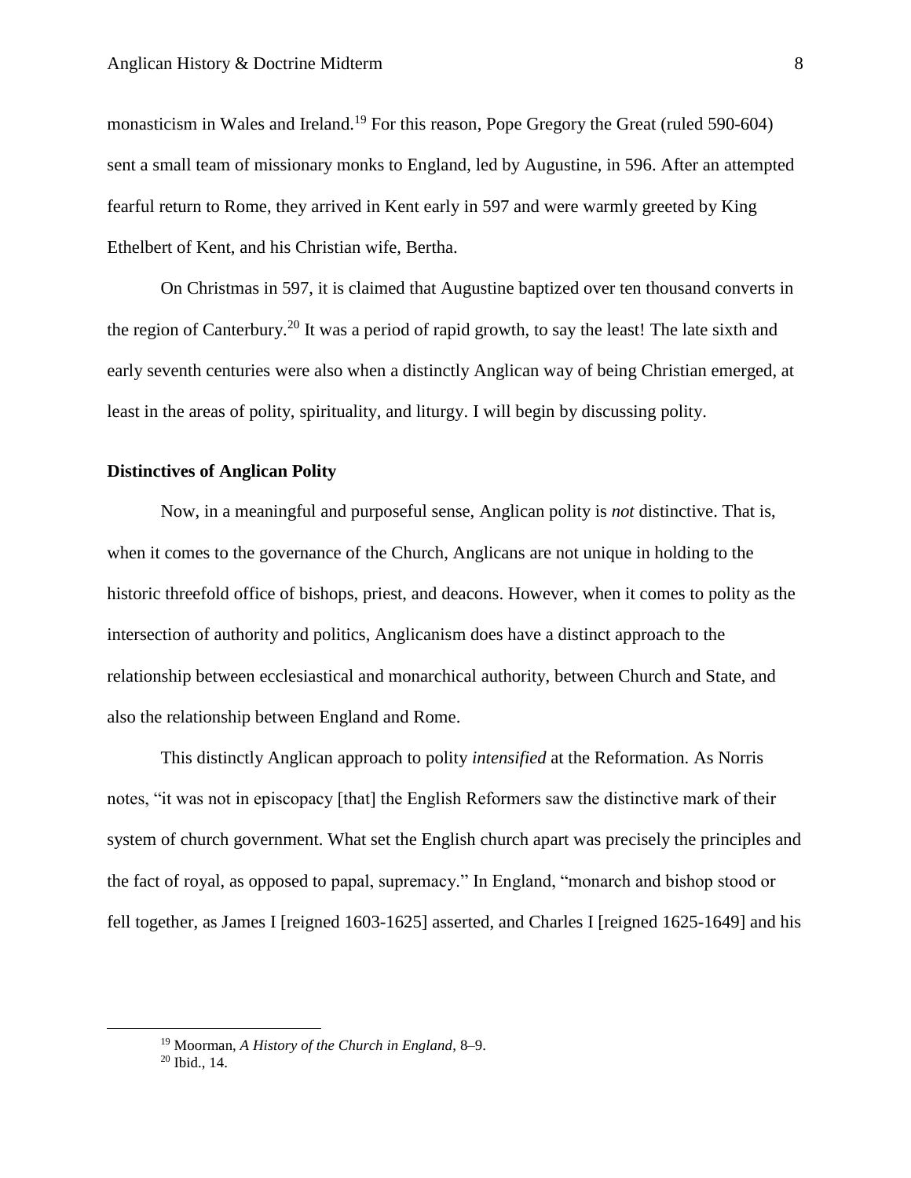monasticism in Wales and Ireland.[19] For this reason, Pope Gregory the Great (ruled 590-604) sent a small team of missionary monks to England, led by Augustine, in 596. After an attempted fearful return to Rome, they arrived in Kent early in 597 and were warmly greeted by King Ethelbert of Kent, and his Christian wife, Bertha.

On Christmas in 597, it is claimed that Augustine baptized over ten thousand converts in the region of Canterbury.[20] It was a period of rapid growth, to say the least! The late sixth and early seventh centuries were also when a distinctly Anglican way of being Christian emerged, at least in the areas of polity, spirituality, and liturgy. I will begin by discussing polity.

**Distinctives of Anglican Polity**

Now, in a meaningful and purposeful sense, Anglican polity is *not* distinctive. That is, when it comes to the governance of the Church, Anglicans are not unique in holding to the historic threefold office of bishops, priest, and deacons. However, when it comes to polity as the intersection of authority and politics, Anglicanism does have a distinct approach to the relationship between ecclesiastical and monarchical authority, between Church and State, and also the relationship between England and Rome.

This distinctly Anglican approach to polity *intensified* at the Reformation. As Norris notes, "it was not in episcopacy [that] the English Reformers saw the distinctive mark of their system of church government. What set the English church apart was precisely the principles and the fact of royal, as opposed to papal, supremacy." In England, "monarch and bishop stood or fell together, as James I [reigned 1603-1625] asserted, and Charles I [reigned 1625-1649] and his

---

[19] Moorman, *A History of the Church in England*, 8–9.

[20] Ibid., 14.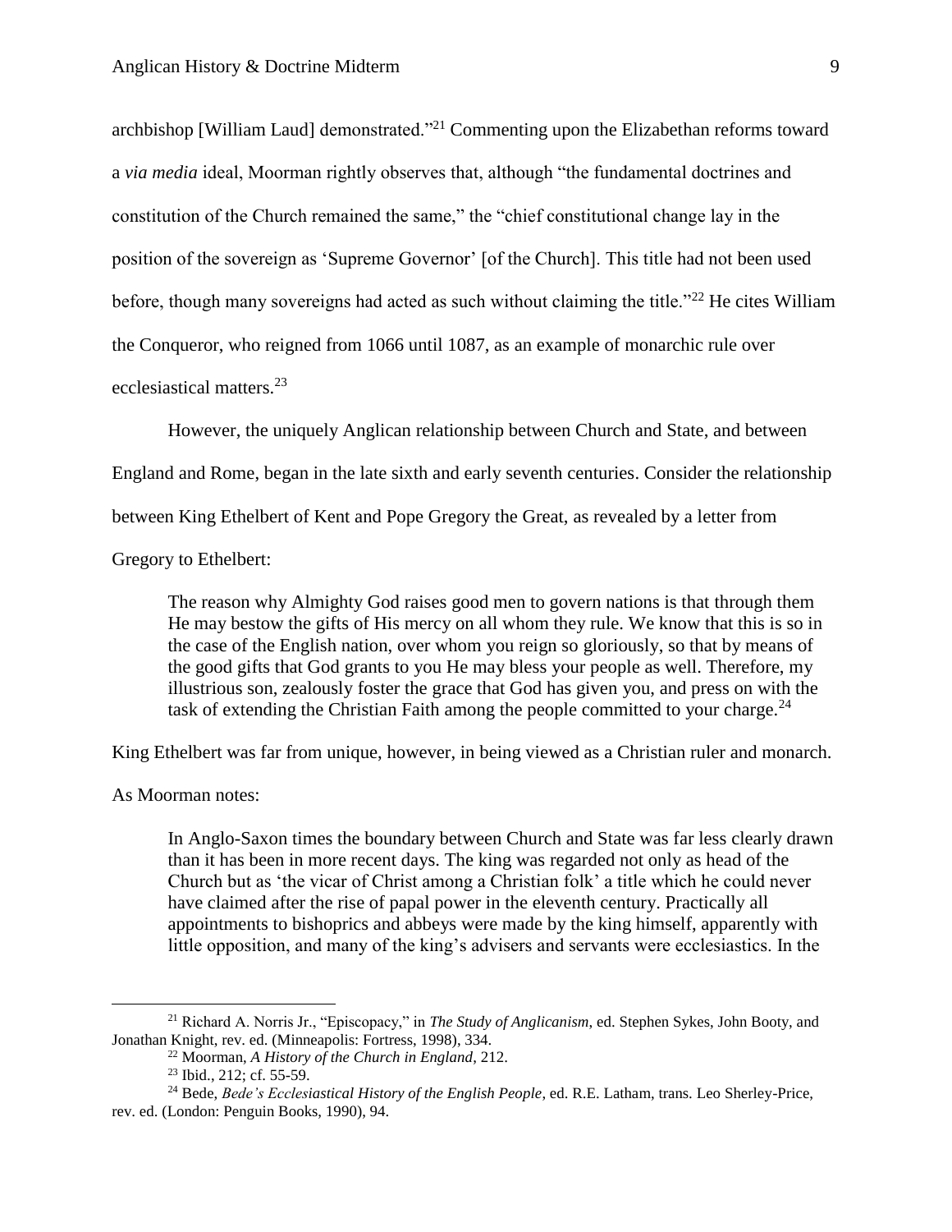archbishop [William Laud] demonstrated."[21] Commenting upon the Elizabethan reforms toward a *via media* ideal, Moorman rightly observes that, although "the fundamental doctrines and constitution of the Church remained the same," the "chief constitutional change lay in the position of the sovereign as 'Supreme Governor' [of the Church]. This title had not been used before, though many sovereigns had acted as such without claiming the title."[22] He cites William the Conqueror, who reigned from 1066 until 1087, as an example of monarchic rule over ecclesiastical matters.[23]

However, the uniquely Anglican relationship between Church and State, and between England and Rome, began in the late sixth and early seventh centuries. Consider the relationship between King Ethelbert of Kent and Pope Gregory the Great, as revealed by a letter from Gregory to Ethelbert:

> The reason why Almighty God raises good men to govern nations is that through them He may bestow the gifts of His mercy on all whom they rule. We know that this is so in the case of the English nation, over whom you reign so gloriously, so that by means of the good gifts that God grants to you He may bless your people as well. Therefore, my illustrious son, zealously foster the grace that God has given you, and press on with the task of extending the Christian Faith among the people committed to your charge.[24]

King Ethelbert was far from unique, however, in being viewed as a Christian ruler and monarch. As Moorman notes:

> In Anglo-Saxon times the boundary between Church and State was far less clearly drawn than it has been in more recent days. The king was regarded not only as head of the Church but as 'the vicar of Christ among a Christian folk' a title which he could never have claimed after the rise of papal power in the eleventh century. Practically all appointments to bishoprics and abbeys were made by the king himself, apparently with little opposition, and many of the king's advisers and servants were ecclesiastics. In the

---

[21] Richard A. Norris Jr., "Episcopacy," in *The Study of Anglicanism*, ed. Stephen Sykes, John Booty, and Jonathan Knight, rev. ed. (Minneapolis: Fortress, 1998), 334.

[22] Moorman, *A History of the Church in England*, 212.

[23] Ibid., 212; cf. 55-59.

[24] Bede, *Bede's Ecclesiastical History of the English People*, ed. R.E. Latham, trans. Leo Sherley-Price, rev. ed. (London: Penguin Books, 1990), 94.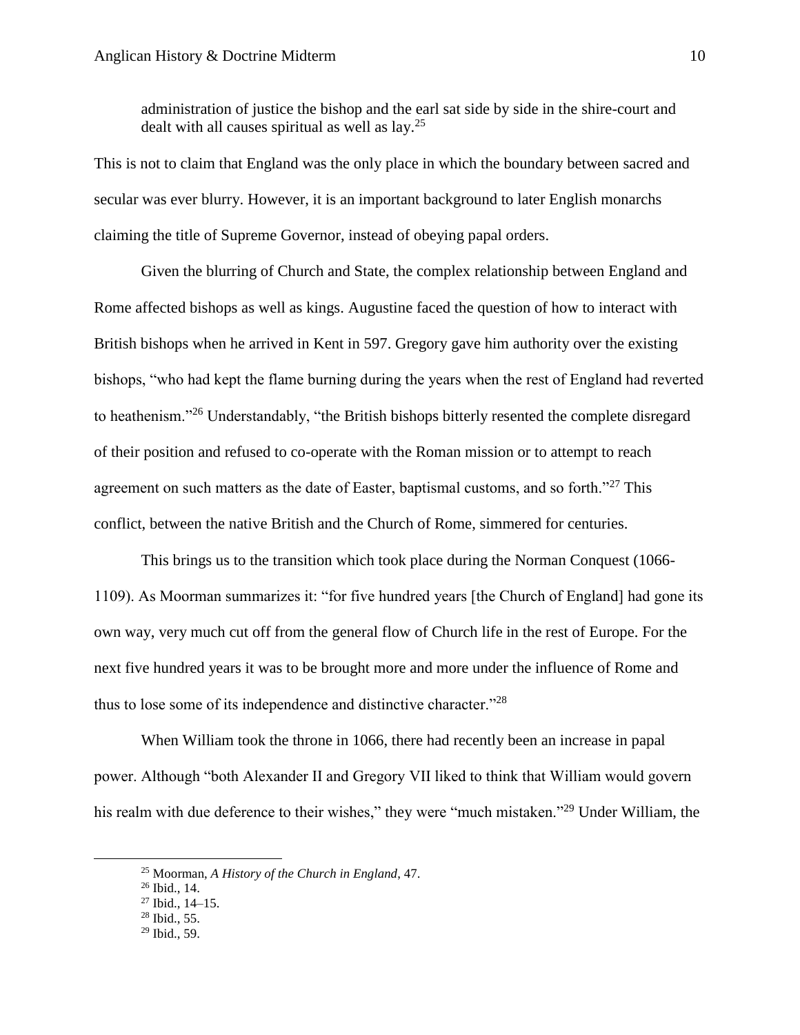> administration of justice the bishop and the earl sat side by side in the shire-court and dealt with all causes spiritual as well as lay.[25]

This is not to claim that England was the only place in which the boundary between sacred and secular was ever blurry. However, it is an important background to later English monarchs claiming the title of Supreme Governor, instead of obeying papal orders.

Given the blurring of Church and State, the complex relationship between England and Rome affected bishops as well as kings. Augustine faced the question of how to interact with British bishops when he arrived in Kent in 597. Gregory gave him authority over the existing bishops, "who had kept the flame burning during the years when the rest of England had reverted to heathenism."[26] Understandably, "the British bishops bitterly resented the complete disregard of their position and refused to co-operate with the Roman mission or to attempt to reach agreement on such matters as the date of Easter, baptismal customs, and so forth."[27] This conflict, between the native British and the Church of Rome, simmered for centuries.

This brings us to the transition which took place during the Norman Conquest (1066-1109). As Moorman summarizes it: "for five hundred years [the Church of England] had gone its own way, very much cut off from the general flow of Church life in the rest of Europe. For the next five hundred years it was to be brought more and more under the influence of Rome and thus to lose some of its independence and distinctive character."[28]

When William took the throne in 1066, there had recently been an increase in papal power. Although "both Alexander II and Gregory VII liked to think that William would govern his realm with due deference to their wishes," they were "much mistaken."[29] Under William, the

---

[25] Moorman, *A History of the Church in England*, 47.

[26] Ibid., 14.

[27] Ibid., 14–15.

[28] Ibid., 55.

[29] Ibid., 59.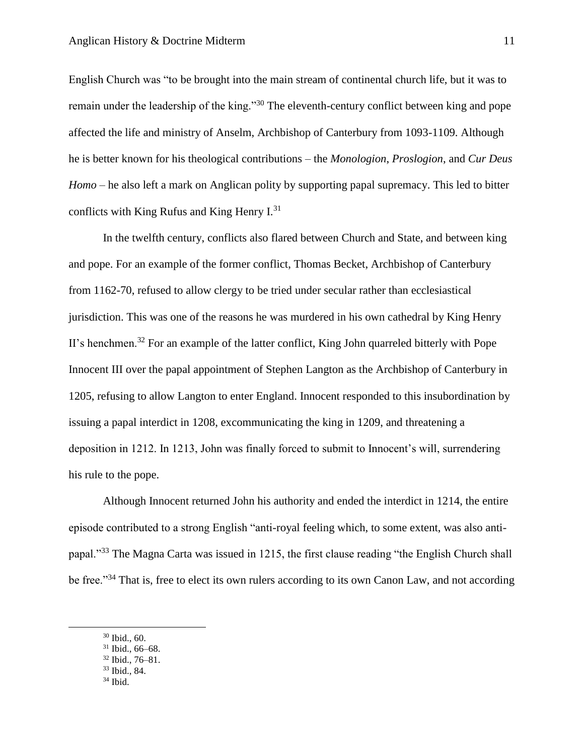English Church was "to be brought into the main stream of continental church life, but it was to remain under the leadership of the king."[30] The eleventh-century conflict between king and pope affected the life and ministry of Anselm, Archbishop of Canterbury from 1093-1109. Although he is better known for his theological contributions – the *Monologion*, *Proslogion*, and *Cur Deus Homo* – he also left a mark on Anglican polity by supporting papal supremacy. This led to bitter conflicts with King Rufus and King Henry I.[31]

In the twelfth century, conflicts also flared between Church and State, and between king and pope. For an example of the former conflict, Thomas Becket, Archbishop of Canterbury from 1162-70, refused to allow clergy to be tried under secular rather than ecclesiastical jurisdiction. This was one of the reasons he was murdered in his own cathedral by King Henry II's henchmen.[32] For an example of the latter conflict, King John quarreled bitterly with Pope Innocent III over the papal appointment of Stephen Langton as the Archbishop of Canterbury in 1205, refusing to allow Langton to enter England. Innocent responded to this insubordination by issuing a papal interdict in 1208, excommunicating the king in 1209, and threatening a deposition in 1212. In 1213, John was finally forced to submit to Innocent's will, surrendering his rule to the pope.

Although Innocent returned John his authority and ended the interdict in 1214, the entire episode contributed to a strong English "anti-royal feeling which, to some extent, was also anti-papal."[33] The Magna Carta was issued in 1215, the first clause reading "the English Church shall be free."[34] That is, free to elect its own rulers according to its own Canon Law, and not according

---

[30] Ibid., 60.
[31] Ibid., 66–68.
[32] Ibid., 76–81.
[33] Ibid., 84.
[34] Ibid.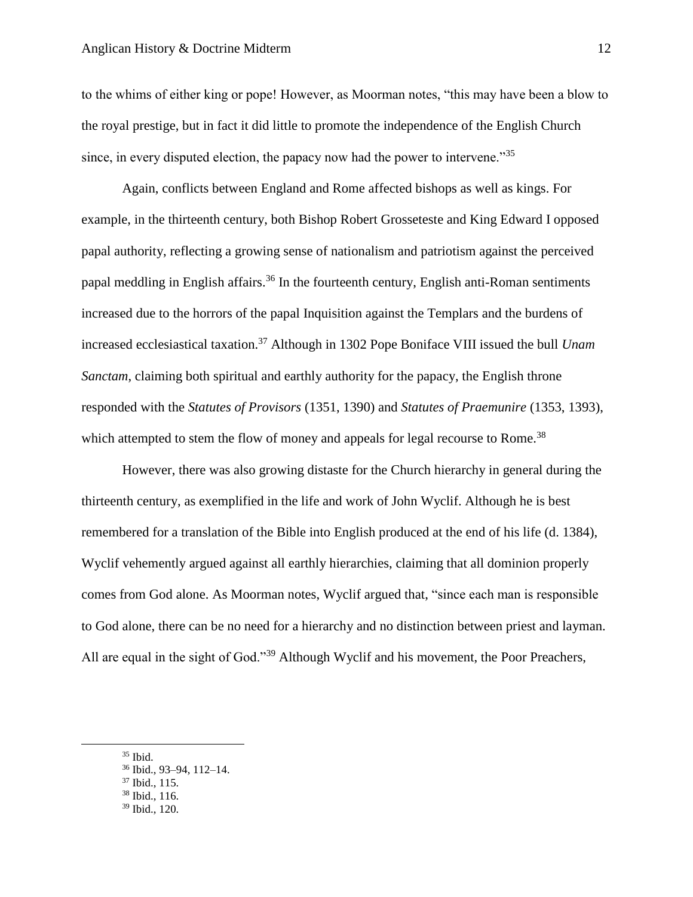to the whims of either king or pope! However, as Moorman notes, "this may have been a blow to the royal prestige, but in fact it did little to promote the independence of the English Church since, in every disputed election, the papacy now had the power to intervene."[35]

Again, conflicts between England and Rome affected bishops as well as kings. For example, in the thirteenth century, both Bishop Robert Grosseteste and King Edward I opposed papal authority, reflecting a growing sense of nationalism and patriotism against the perceived papal meddling in English affairs.[36] In the fourteenth century, English anti-Roman sentiments increased due to the horrors of the papal Inquisition against the Templars and the burdens of increased ecclesiastical taxation.[37] Although in 1302 Pope Boniface VIII issued the bull *Unam Sanctam*, claiming both spiritual and earthly authority for the papacy, the English throne responded with the *Statutes of Provisors* (1351, 1390) and *Statutes of Praemunire* (1353, 1393), which attempted to stem the flow of money and appeals for legal recourse to Rome.[38]

However, there was also growing distaste for the Church hierarchy in general during the thirteenth century, as exemplified in the life and work of John Wyclif. Although he is best remembered for a translation of the Bible into English produced at the end of his life (d. 1384), Wyclif vehemently argued against all earthly hierarchies, claiming that all dominion properly comes from God alone. As Moorman notes, Wyclif argued that, "since each man is responsible to God alone, there can be no need for a hierarchy and no distinction between priest and layman. All are equal in the sight of God."[39] Although Wyclif and his movement, the Poor Preachers,

---

[35] Ibid.

[36] Ibid., 93–94, 112–14.

[37] Ibid., 115.

[38] Ibid., 116.

[39] Ibid., 120.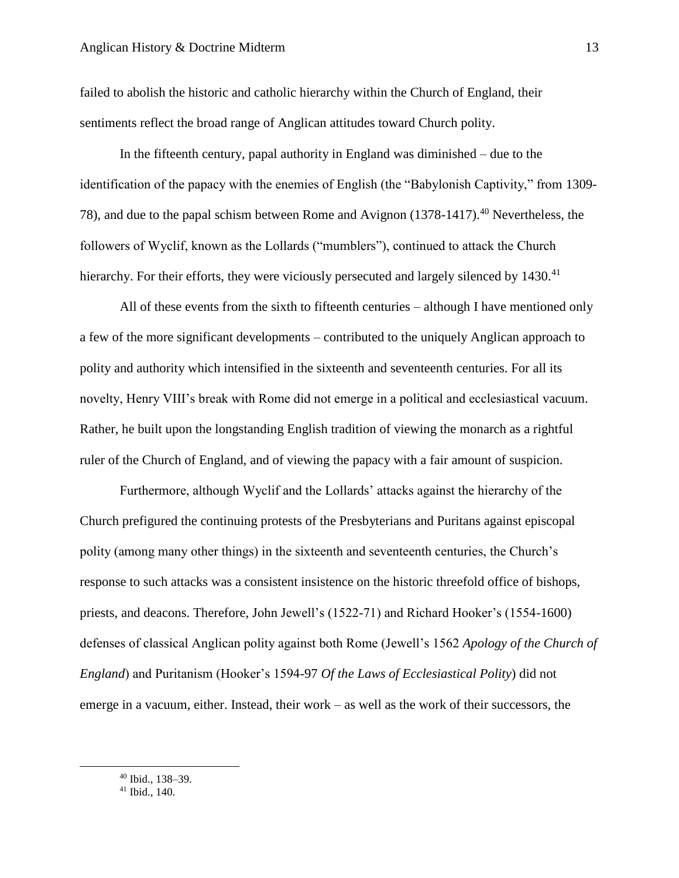failed to abolish the historic and catholic hierarchy within the Church of England, their sentiments reflect the broad range of Anglican attitudes toward Church polity.

In the fifteenth century, papal authority in England was diminished – due to the identification of the papacy with the enemies of English (the "Babylonish Captivity," from 1309-78), and due to the papal schism between Rome and Avignon (1378-1417).[40] Nevertheless, the followers of Wyclif, known as the Lollards ("mumblers"), continued to attack the Church hierarchy. For their efforts, they were viciously persecuted and largely silenced by 1430.[41]

All of these events from the sixth to fifteenth centuries – although I have mentioned only a few of the more significant developments – contributed to the uniquely Anglican approach to polity and authority which intensified in the sixteenth and seventeenth centuries. For all its novelty, Henry VIII's break with Rome did not emerge in a political and ecclesiastical vacuum. Rather, he built upon the longstanding English tradition of viewing the monarch as a rightful ruler of the Church of England, and of viewing the papacy with a fair amount of suspicion.

Furthermore, although Wyclif and the Lollards' attacks against the hierarchy of the Church prefigured the continuing protests of the Presbyterians and Puritans against episcopal polity (among many other things) in the sixteenth and seventeenth centuries, the Church's response to such attacks was a consistent insistence on the historic threefold office of bishops, priests, and deacons. Therefore, John Jewell's (1522-71) and Richard Hooker's (1554-1600) defenses of classical Anglican polity against both Rome (Jewell's 1562 *Apology of the Church of England*) and Puritanism (Hooker's 1594-97 *Of the Laws of Ecclesiastical Polity*) did not emerge in a vacuum, either. Instead, their work – as well as the work of their successors, the

---

[40] Ibid., 138–39.

[41] Ibid., 140.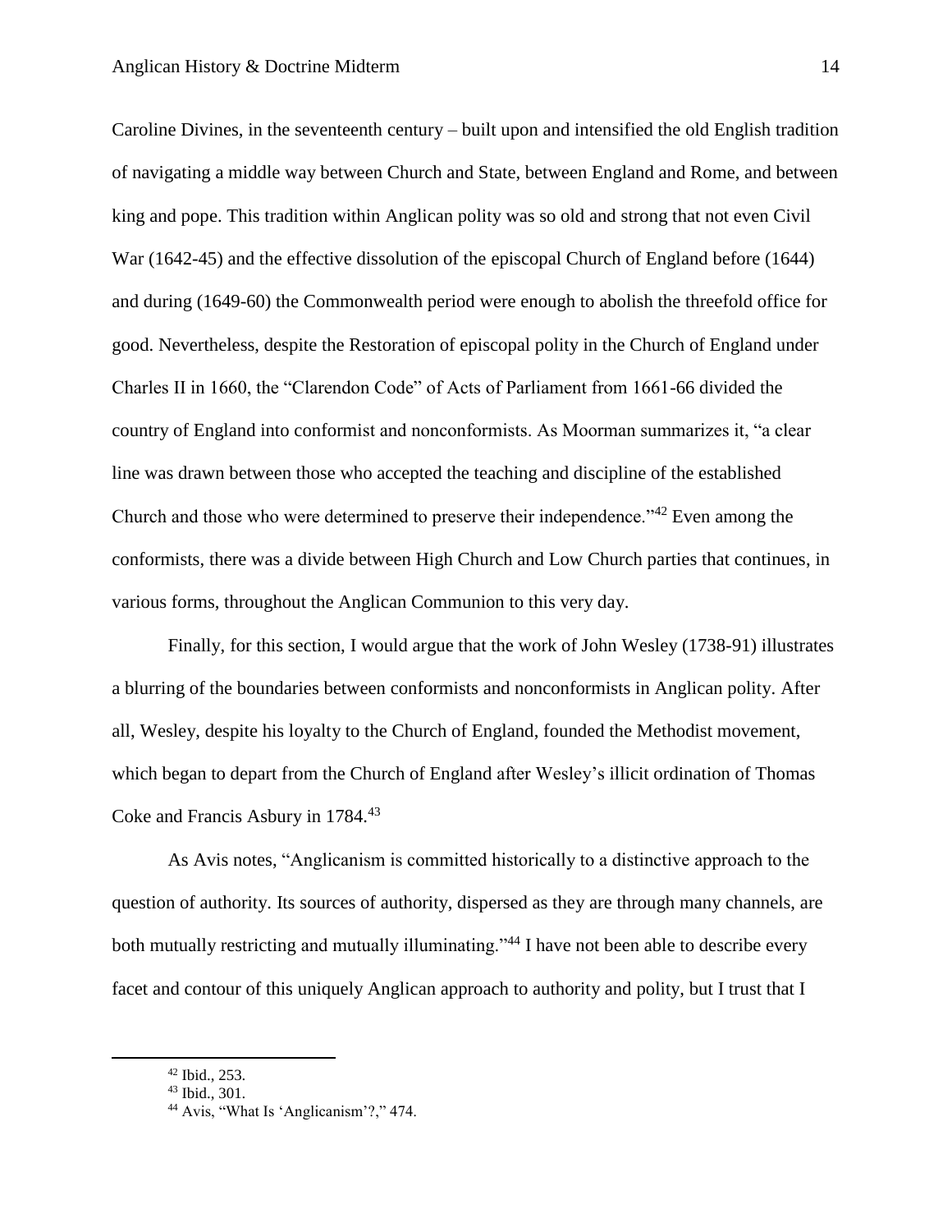Caroline Divines, in the seventeenth century – built upon and intensified the old English tradition of navigating a middle way between Church and State, between England and Rome, and between king and pope. This tradition within Anglican polity was so old and strong that not even Civil War (1642-45) and the effective dissolution of the episcopal Church of England before (1644) and during (1649-60) the Commonwealth period were enough to abolish the threefold office for good. Nevertheless, despite the Restoration of episcopal polity in the Church of England under Charles II in 1660, the "Clarendon Code" of Acts of Parliament from 1661-66 divided the country of England into conformist and nonconformists. As Moorman summarizes it, "a clear line was drawn between those who accepted the teaching and discipline of the established Church and those who were determined to preserve their independence."[42] Even among the conformists, there was a divide between High Church and Low Church parties that continues, in various forms, throughout the Anglican Communion to this very day.

Finally, for this section, I would argue that the work of John Wesley (1738-91) illustrates a blurring of the boundaries between conformists and nonconformists in Anglican polity. After all, Wesley, despite his loyalty to the Church of England, founded the Methodist movement, which began to depart from the Church of England after Wesley's illicit ordination of Thomas Coke and Francis Asbury in 1784.[43]

As Avis notes, "Anglicanism is committed historically to a distinctive approach to the question of authority. Its sources of authority, dispersed as they are through many channels, are both mutually restricting and mutually illuminating."[44] I have not been able to describe every facet and contour of this uniquely Anglican approach to authority and polity, but I trust that I

---

[42] Ibid., 253.

[43] Ibid., 301.

[44] Avis, "What Is 'Anglicanism'?," 474.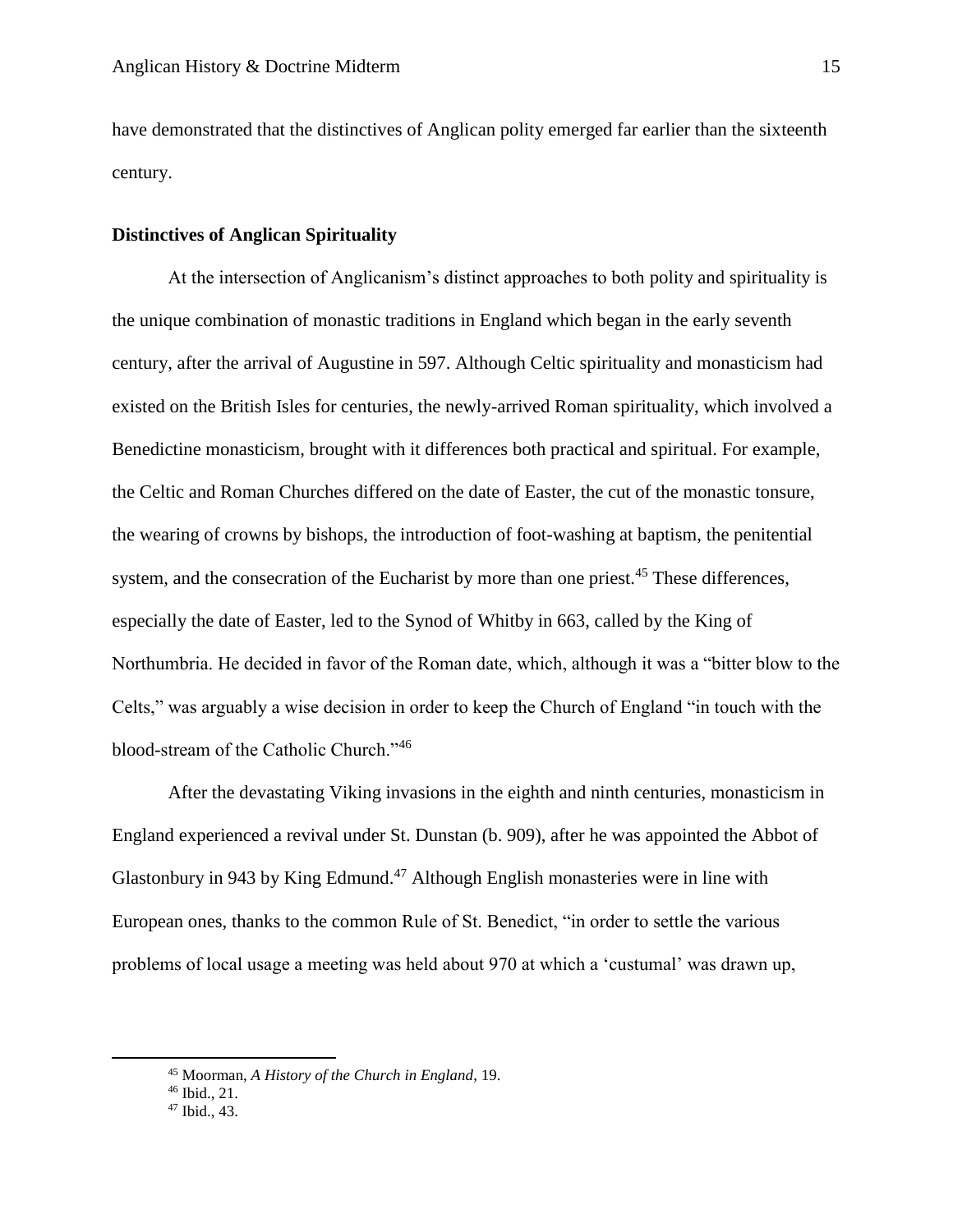have demonstrated that the distinctives of Anglican polity emerged far earlier than the sixteenth century.

**Distinctives of Anglican Spirituality**

At the intersection of Anglicanism's distinct approaches to both polity and spirituality is the unique combination of monastic traditions in England which began in the early seventh century, after the arrival of Augustine in 597. Although Celtic spirituality and monasticism had existed on the British Isles for centuries, the newly-arrived Roman spirituality, which involved a Benedictine monasticism, brought with it differences both practical and spiritual. For example, the Celtic and Roman Churches differed on the date of Easter, the cut of the monastic tonsure, the wearing of crowns by bishops, the introduction of foot-washing at baptism, the penitential system, and the consecration of the Eucharist by more than one priest.[45] These differences, especially the date of Easter, led to the Synod of Whitby in 663, called by the King of Northumbria. He decided in favor of the Roman date, which, although it was a "bitter blow to the Celts," was arguably a wise decision in order to keep the Church of England "in touch with the blood-stream of the Catholic Church."[46]

After the devastating Viking invasions in the eighth and ninth centuries, monasticism in England experienced a revival under St. Dunstan (b. 909), after he was appointed the Abbot of Glastonbury in 943 by King Edmund.[47] Although English monasteries were in line with European ones, thanks to the common Rule of St. Benedict, "in order to settle the various problems of local usage a meeting was held about 970 at which a 'custumal' was drawn up,

---

[45] Moorman, *A History of the Church in England*, 19.

[46] Ibid., 21.

[47] Ibid., 43.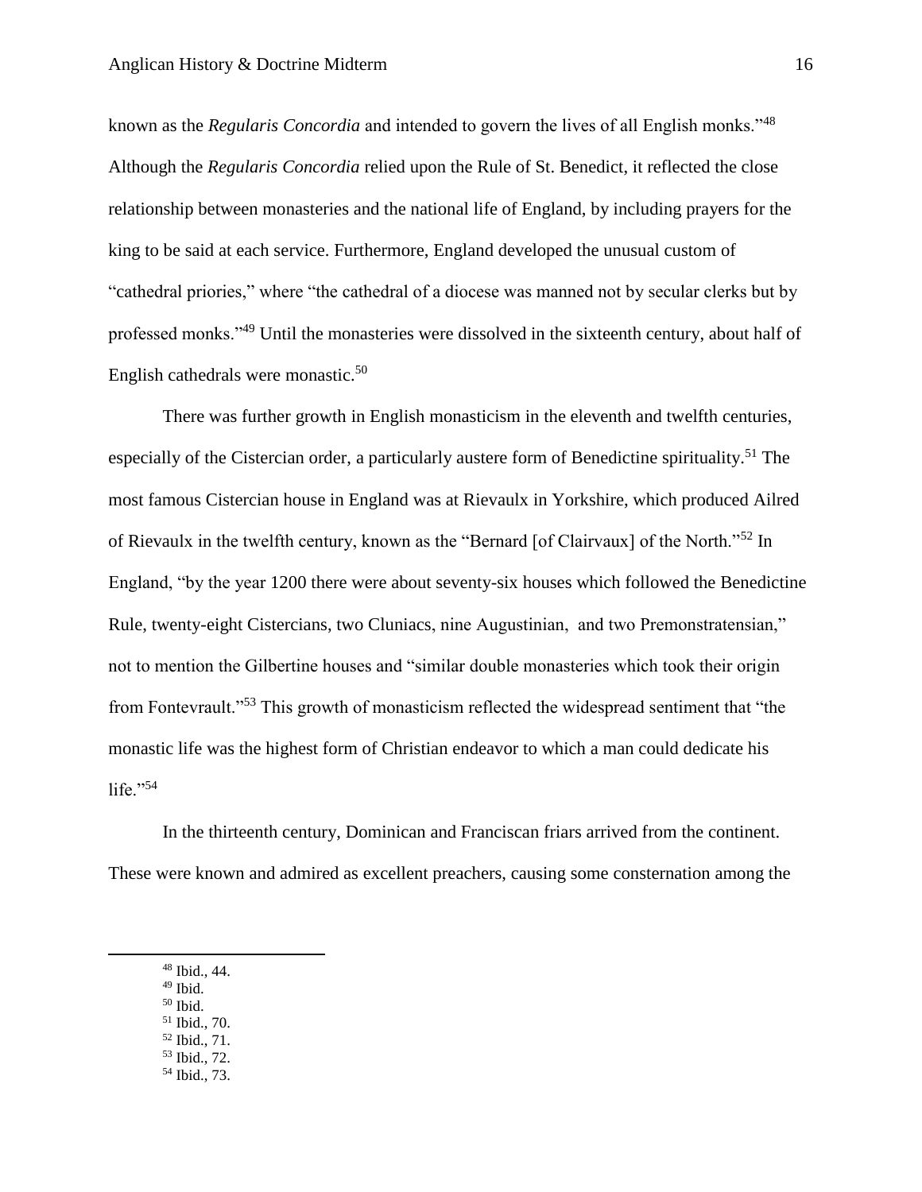known as the *Regularis Concordia* and intended to govern the lives of all English monks."[48] Although the *Regularis Concordia* relied upon the Rule of St. Benedict, it reflected the close relationship between monasteries and the national life of England, by including prayers for the king to be said at each service. Furthermore, England developed the unusual custom of "cathedral priories," where "the cathedral of a diocese was manned not by secular clerks but by professed monks."[49] Until the monasteries were dissolved in the sixteenth century, about half of English cathedrals were monastic.[50]

There was further growth in English monasticism in the eleventh and twelfth centuries, especially of the Cistercian order, a particularly austere form of Benedictine spirituality.[51] The most famous Cistercian house in England was at Rievaulx in Yorkshire, which produced Ailred of Rievaulx in the twelfth century, known as the "Bernard [of Clairvaux] of the North."[52] In England, "by the year 1200 there were about seventy-six houses which followed the Benedictine Rule, twenty-eight Cistercians, two Cluniacs, nine Augustinian, and two Premonstratensian," not to mention the Gilbertine houses and "similar double monasteries which took their origin from Fontevrault."[53] This growth of monasticism reflected the widespread sentiment that "the monastic life was the highest form of Christian endeavor to which a man could dedicate his life."[54]

In the thirteenth century, Dominican and Franciscan friars arrived from the continent. These were known and admired as excellent preachers, causing some consternation among the

---

[48] Ibid., 44.
[49] Ibid.
[50] Ibid.
[51] Ibid., 70.
[52] Ibid., 71.
[53] Ibid., 72.
[54] Ibid., 73.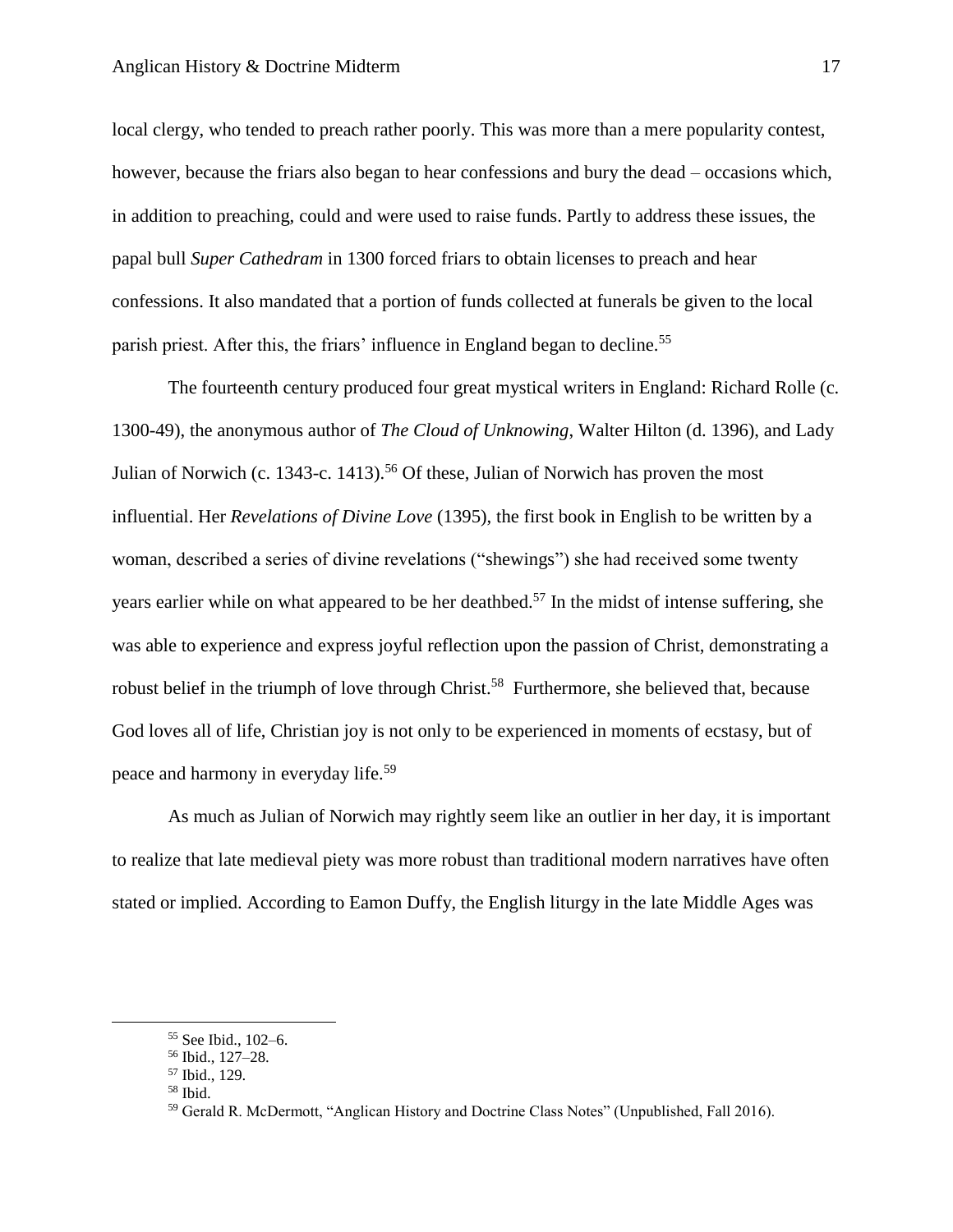local clergy, who tended to preach rather poorly. This was more than a mere popularity contest, however, because the friars also began to hear confessions and bury the dead – occasions which, in addition to preaching, could and were used to raise funds. Partly to address these issues, the papal bull *Super Cathedram* in 1300 forced friars to obtain licenses to preach and hear confessions. It also mandated that a portion of funds collected at funerals be given to the local parish priest. After this, the friars' influence in England began to decline.[55]

The fourteenth century produced four great mystical writers in England: Richard Rolle (c. 1300-49), the anonymous author of *The Cloud of Unknowing*, Walter Hilton (d. 1396), and Lady Julian of Norwich (c. 1343-c. 1413).[56] Of these, Julian of Norwich has proven the most influential. Her *Revelations of Divine Love* (1395), the first book in English to be written by a woman, described a series of divine revelations ("shewings") she had received some twenty years earlier while on what appeared to be her deathbed.[57] In the midst of intense suffering, she was able to experience and express joyful reflection upon the passion of Christ, demonstrating a robust belief in the triumph of love through Christ.[58] Furthermore, she believed that, because God loves all of life, Christian joy is not only to be experienced in moments of ecstasy, but of peace and harmony in everyday life.[59]

As much as Julian of Norwich may rightly seem like an outlier in her day, it is important to realize that late medieval piety was more robust than traditional modern narratives have often stated or implied. According to Eamon Duffy, the English liturgy in the late Middle Ages was

---

[55] See Ibid., 102–6.

[56] Ibid., 127–28.

[57] Ibid., 129.

[58] Ibid.

[59] Gerald R. McDermott, "Anglican History and Doctrine Class Notes" (Unpublished, Fall 2016).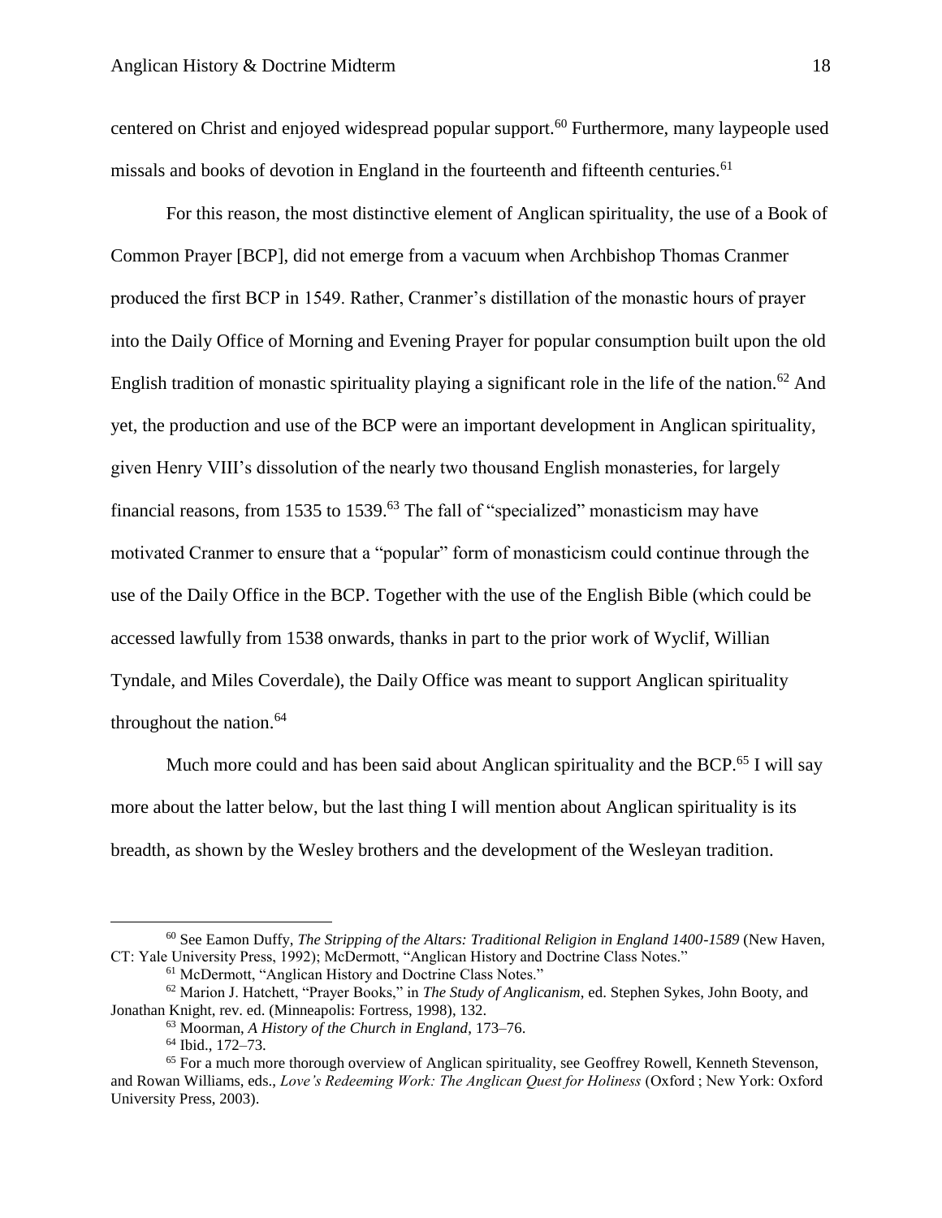centered on Christ and enjoyed widespread popular support.[60] Furthermore, many laypeople used missals and books of devotion in England in the fourteenth and fifteenth centuries.[61]

For this reason, the most distinctive element of Anglican spirituality, the use of a Book of Common Prayer [BCP], did not emerge from a vacuum when Archbishop Thomas Cranmer produced the first BCP in 1549. Rather, Cranmer's distillation of the monastic hours of prayer into the Daily Office of Morning and Evening Prayer for popular consumption built upon the old English tradition of monastic spirituality playing a significant role in the life of the nation.[62] And yet, the production and use of the BCP were an important development in Anglican spirituality, given Henry VIII's dissolution of the nearly two thousand English monasteries, for largely financial reasons, from 1535 to 1539.[63] The fall of "specialized" monasticism may have motivated Cranmer to ensure that a "popular" form of monasticism could continue through the use of the Daily Office in the BCP. Together with the use of the English Bible (which could be accessed lawfully from 1538 onwards, thanks in part to the prior work of Wyclif, Willian Tyndale, and Miles Coverdale), the Daily Office was meant to support Anglican spirituality throughout the nation.[64]

Much more could and has been said about Anglican spirituality and the BCP.[65] I will say more about the latter below, but the last thing I will mention about Anglican spirituality is its breadth, as shown by the Wesley brothers and the development of the Wesleyan tradition.

---

[60] See Eamon Duffy, *The Stripping of the Altars: Traditional Religion in England 1400-1589* (New Haven, CT: Yale University Press, 1992); McDermott, "Anglican History and Doctrine Class Notes."

[61] McDermott, "Anglican History and Doctrine Class Notes."

[62] Marion J. Hatchett, "Prayer Books," in *The Study of Anglicanism*, ed. Stephen Sykes, John Booty, and Jonathan Knight, rev. ed. (Minneapolis: Fortress, 1998), 132.

[63] Moorman, *A History of the Church in England*, 173–76.

[64] Ibid., 172–73.

[65] For a much more thorough overview of Anglican spirituality, see Geoffrey Rowell, Kenneth Stevenson, and Rowan Williams, eds., *Love's Redeeming Work: The Anglican Quest for Holiness* (Oxford ; New York: Oxford University Press, 2003).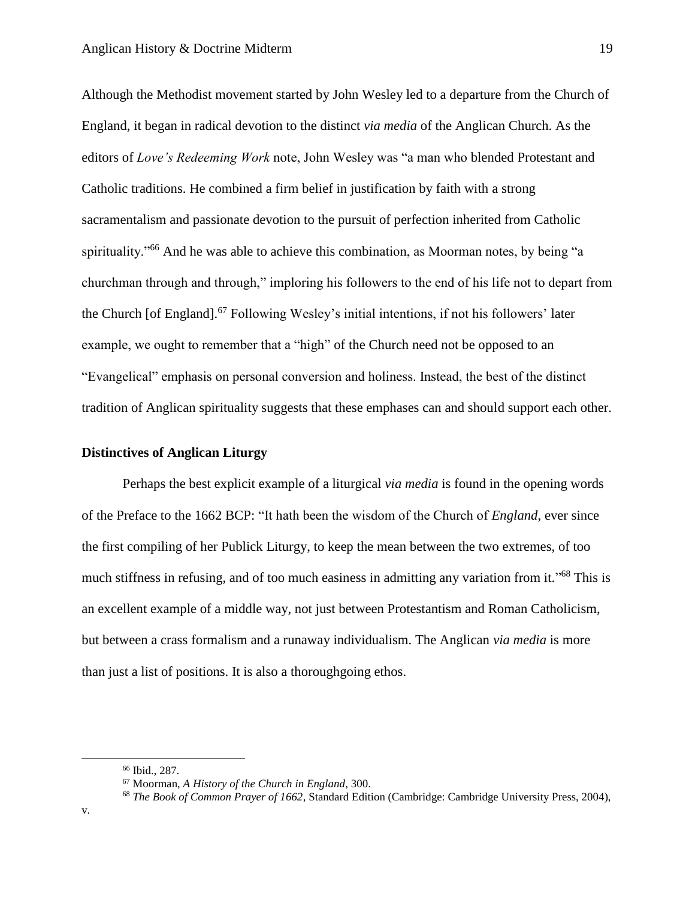Although the Methodist movement started by John Wesley led to a departure from the Church of England, it began in radical devotion to the distinct *via media* of the Anglican Church. As the editors of *Love's Redeeming Work* note, John Wesley was "a man who blended Protestant and Catholic traditions. He combined a firm belief in justification by faith with a strong sacramentalism and passionate devotion to the pursuit of perfection inherited from Catholic spirituality."[66] And he was able to achieve this combination, as Moorman notes, by being "a churchman through and through," imploring his followers to the end of his life not to depart from the Church [of England].[67] Following Wesley's initial intentions, if not his followers' later example, we ought to remember that a "high" of the Church need not be opposed to an "Evangelical" emphasis on personal conversion and holiness. Instead, the best of the distinct tradition of Anglican spirituality suggests that these emphases can and should support each other.

**Distinctives of Anglican Liturgy**

Perhaps the best explicit example of a liturgical *via media* is found in the opening words of the Preface to the 1662 BCP: "It hath been the wisdom of the Church of *England*, ever since the first compiling of her Publick Liturgy, to keep the mean between the two extremes, of too much stiffness in refusing, and of too much easiness in admitting any variation from it."[68] This is an excellent example of a middle way, not just between Protestantism and Roman Catholicism, but between a crass formalism and a runaway individualism. The Anglican *via media* is more than just a list of positions. It is also a thoroughgoing ethos.

---

[66] Ibid., 287.

[67] Moorman, *A History of the Church in England*, 300.

[68] *The Book of Common Prayer of 1662*, Standard Edition (Cambridge: Cambridge University Press, 2004), v.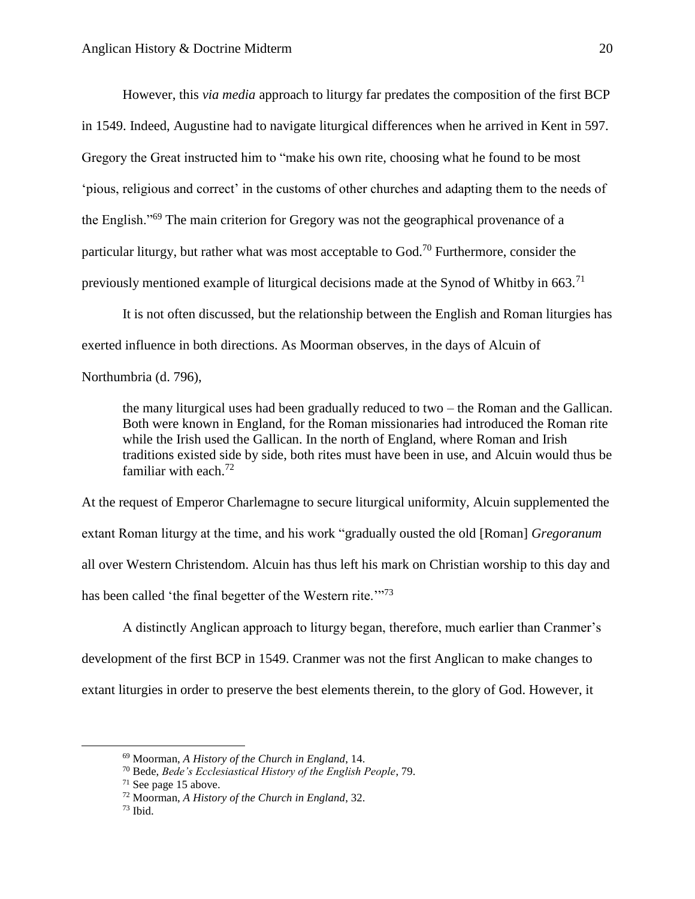However, this *via media* approach to liturgy far predates the composition of the first BCP in 1549. Indeed, Augustine had to navigate liturgical differences when he arrived in Kent in 597. Gregory the Great instructed him to "make his own rite, choosing what he found to be most 'pious, religious and correct' in the customs of other churches and adapting them to the needs of the English."[69] The main criterion for Gregory was not the geographical provenance of a particular liturgy, but rather what was most acceptable to God.[70] Furthermore, consider the previously mentioned example of liturgical decisions made at the Synod of Whitby in 663.[71]

It is not often discussed, but the relationship between the English and Roman liturgies has exerted influence in both directions. As Moorman observes, in the days of Alcuin of Northumbria (d. 796),

> the many liturgical uses had been gradually reduced to two – the Roman and the Gallican. Both were known in England, for the Roman missionaries had introduced the Roman rite while the Irish used the Gallican. In the north of England, where Roman and Irish traditions existed side by side, both rites must have been in use, and Alcuin would thus be familiar with each.[72]

At the request of Emperor Charlemagne to secure liturgical uniformity, Alcuin supplemented the extant Roman liturgy at the time, and his work "gradually ousted the old [Roman] *Gregoranum* all over Western Christendom. Alcuin has thus left his mark on Christian worship to this day and has been called 'the final begetter of the Western rite.'"[73]

A distinctly Anglican approach to liturgy began, therefore, much earlier than Cranmer's development of the first BCP in 1549. Cranmer was not the first Anglican to make changes to extant liturgies in order to preserve the best elements therein, to the glory of God. However, it

---

[69] Moorman, *A History of the Church in England*, 14.

[70] Bede, *Bede's Ecclesiastical History of the English People*, 79.

[71] See page 15 above.

[72] Moorman, *A History of the Church in England*, 32.

[73] Ibid.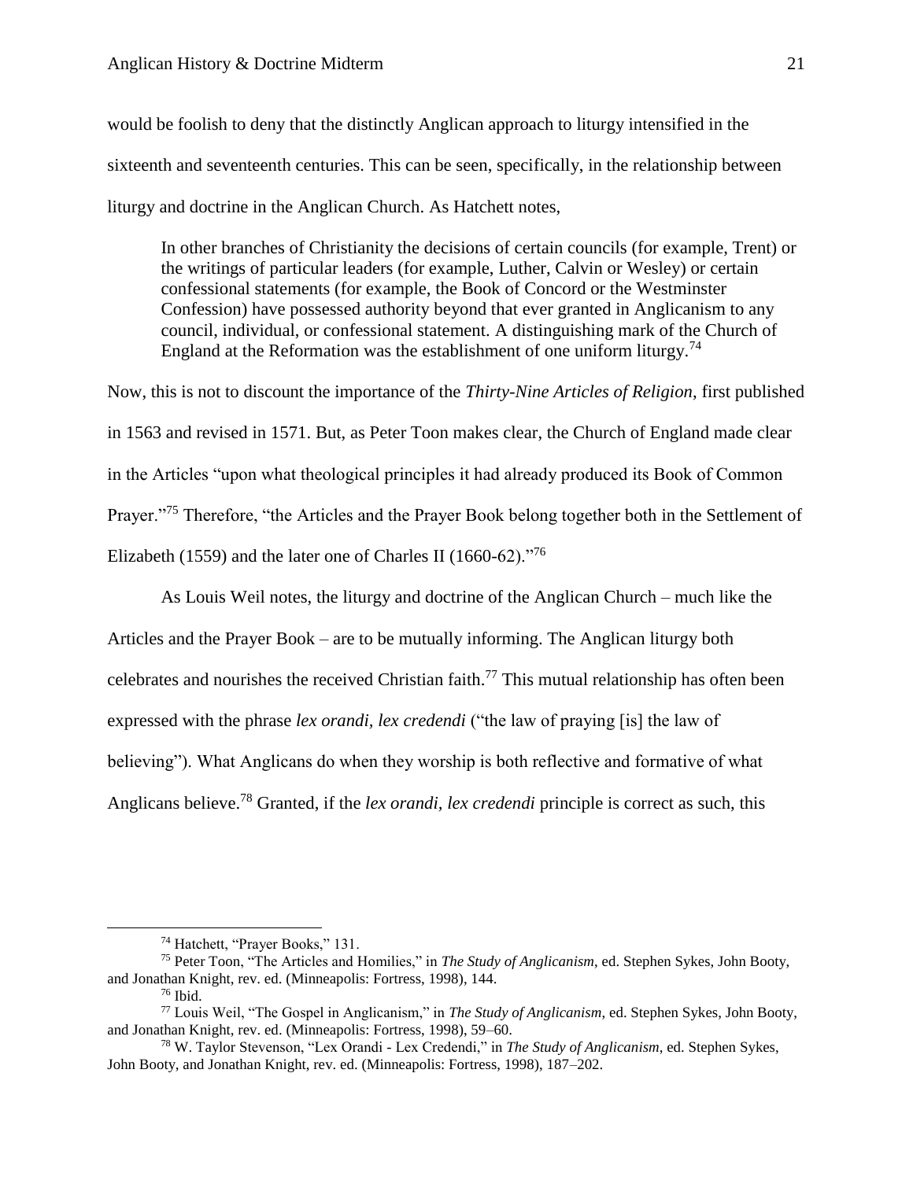would be foolish to deny that the distinctly Anglican approach to liturgy intensified in the sixteenth and seventeenth centuries. This can be seen, specifically, in the relationship between liturgy and doctrine in the Anglican Church. As Hatchett notes,

> In other branches of Christianity the decisions of certain councils (for example, Trent) or the writings of particular leaders (for example, Luther, Calvin or Wesley) or certain confessional statements (for example, the Book of Concord or the Westminster Confession) have possessed authority beyond that ever granted in Anglicanism to any council, individual, or confessional statement. A distinguishing mark of the Church of England at the Reformation was the establishment of one uniform liturgy.[74]

Now, this is not to discount the importance of the *Thirty-Nine Articles of Religion*, first published in 1563 and revised in 1571. But, as Peter Toon makes clear, the Church of England made clear in the Articles "upon what theological principles it had already produced its Book of Common Prayer."[75] Therefore, "the Articles and the Prayer Book belong together both in the Settlement of Elizabeth (1559) and the later one of Charles II (1660-62)."[76]

As Louis Weil notes, the liturgy and doctrine of the Anglican Church – much like the Articles and the Prayer Book – are to be mutually informing. The Anglican liturgy both celebrates and nourishes the received Christian faith.[77] This mutual relationship has often been expressed with the phrase *lex orandi, lex credendi* ("the law of praying [is] the law of believing"). What Anglicans do when they worship is both reflective and formative of what Anglicans believe.[78] Granted, if the *lex orandi, lex credendi* principle is correct as such, this

---

[74] Hatchett, "Prayer Books," 131.

[75] Peter Toon, "The Articles and Homilies," in *The Study of Anglicanism*, ed. Stephen Sykes, John Booty, and Jonathan Knight, rev. ed. (Minneapolis: Fortress, 1998), 144.

[76] Ibid.

[77] Louis Weil, "The Gospel in Anglicanism," in *The Study of Anglicanism*, ed. Stephen Sykes, John Booty, and Jonathan Knight, rev. ed. (Minneapolis: Fortress, 1998), 59–60.

[78] W. Taylor Stevenson, "Lex Orandi - Lex Credendi," in *The Study of Anglicanism*, ed. Stephen Sykes, John Booty, and Jonathan Knight, rev. ed. (Minneapolis: Fortress, 1998), 187–202.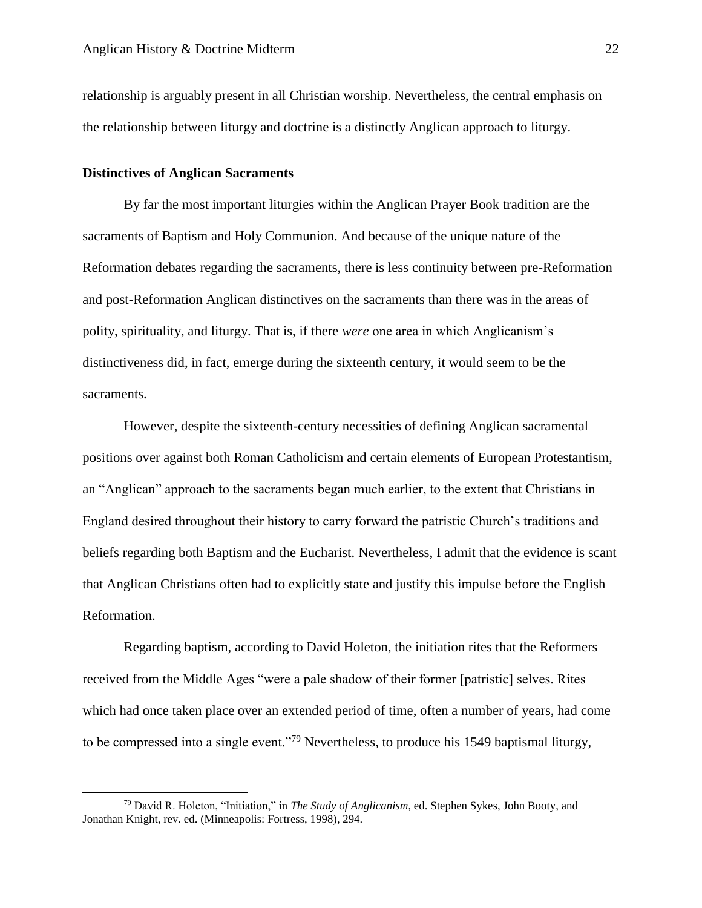relationship is arguably present in all Christian worship. Nevertheless, the central emphasis on the relationship between liturgy and doctrine is a distinctly Anglican approach to liturgy.

**Distinctives of Anglican Sacraments**

By far the most important liturgies within the Anglican Prayer Book tradition are the sacraments of Baptism and Holy Communion. And because of the unique nature of the Reformation debates regarding the sacraments, there is less continuity between pre-Reformation and post-Reformation Anglican distinctives on the sacraments than there was in the areas of polity, spirituality, and liturgy. That is, if there *were* one area in which Anglicanism's distinctiveness did, in fact, emerge during the sixteenth century, it would seem to be the sacraments.

However, despite the sixteenth-century necessities of defining Anglican sacramental positions over against both Roman Catholicism and certain elements of European Protestantism, an "Anglican" approach to the sacraments began much earlier, to the extent that Christians in England desired throughout their history to carry forward the patristic Church's traditions and beliefs regarding both Baptism and the Eucharist. Nevertheless, I admit that the evidence is scant that Anglican Christians often had to explicitly state and justify this impulse before the English Reformation.

Regarding baptism, according to David Holeton, the initiation rites that the Reformers received from the Middle Ages "were a pale shadow of their former [patristic] selves. Rites which had once taken place over an extended period of time, often a number of years, had come to be compressed into a single event."[79] Nevertheless, to produce his 1549 baptismal liturgy,

[79] David R. Holeton, "Initiation," in *The Study of Anglicanism*, ed. Stephen Sykes, John Booty, and Jonathan Knight, rev. ed. (Minneapolis: Fortress, 1998), 294.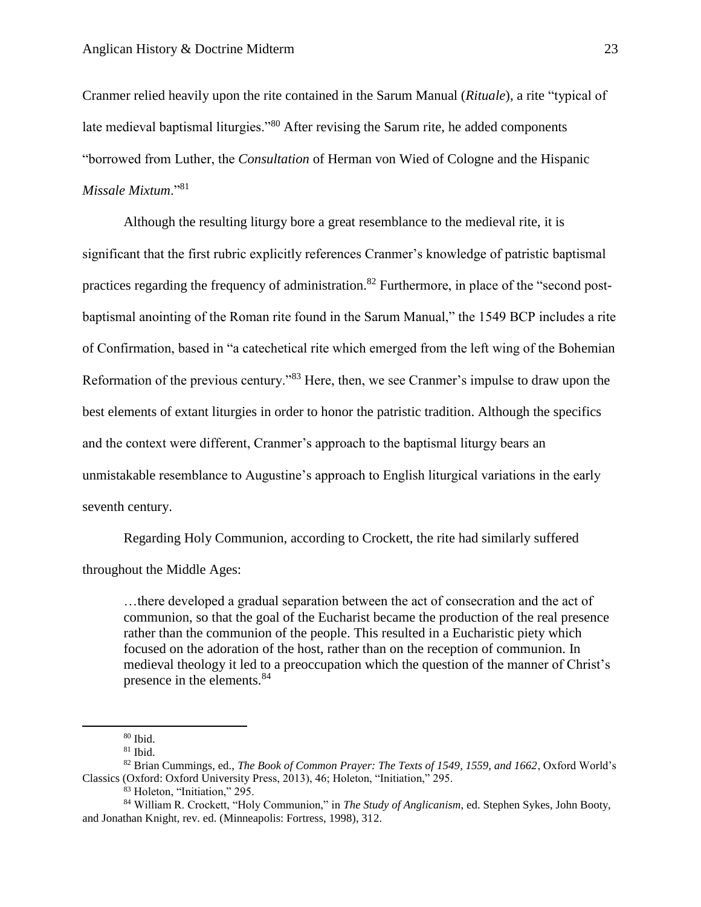Cranmer relied heavily upon the rite contained in the Sarum Manual (*Rituale*), a rite "typical of late medieval baptismal liturgies."[80] After revising the Sarum rite, he added components "borrowed from Luther, the *Consultation* of Herman von Wied of Cologne and the Hispanic *Missale Mixtum*."[81]

Although the resulting liturgy bore a great resemblance to the medieval rite, it is significant that the first rubric explicitly references Cranmer's knowledge of patristic baptismal practices regarding the frequency of administration.[82] Furthermore, in place of the "second post-baptismal anointing of the Roman rite found in the Sarum Manual," the 1549 BCP includes a rite of Confirmation, based in "a catechetical rite which emerged from the left wing of the Bohemian Reformation of the previous century."[83] Here, then, we see Cranmer's impulse to draw upon the best elements of extant liturgies in order to honor the patristic tradition. Although the specifics and the context were different, Cranmer's approach to the baptismal liturgy bears an unmistakable resemblance to Augustine's approach to English liturgical variations in the early seventh century.

Regarding Holy Communion, according to Crockett, the rite had similarly suffered throughout the Middle Ages:

> …there developed a gradual separation between the act of consecration and the act of communion, so that the goal of the Eucharist became the production of the real presence rather than the communion of the people. This resulted in a Eucharistic piety which focused on the adoration of the host, rather than on the reception of communion. In medieval theology it led to a preoccupation which the question of the manner of Christ's presence in the elements.[84]

---

[80] Ibid.

[81] Ibid.

[82] Brian Cummings, ed., *The Book of Common Prayer: The Texts of 1549, 1559, and 1662*, Oxford World's Classics (Oxford: Oxford University Press, 2013), 46; Holeton, "Initiation," 295.

[83] Holeton, "Initiation," 295.

[84] William R. Crockett, "Holy Communion," in *The Study of Anglicanism*, ed. Stephen Sykes, John Booty, and Jonathan Knight, rev. ed. (Minneapolis: Fortress, 1998), 312.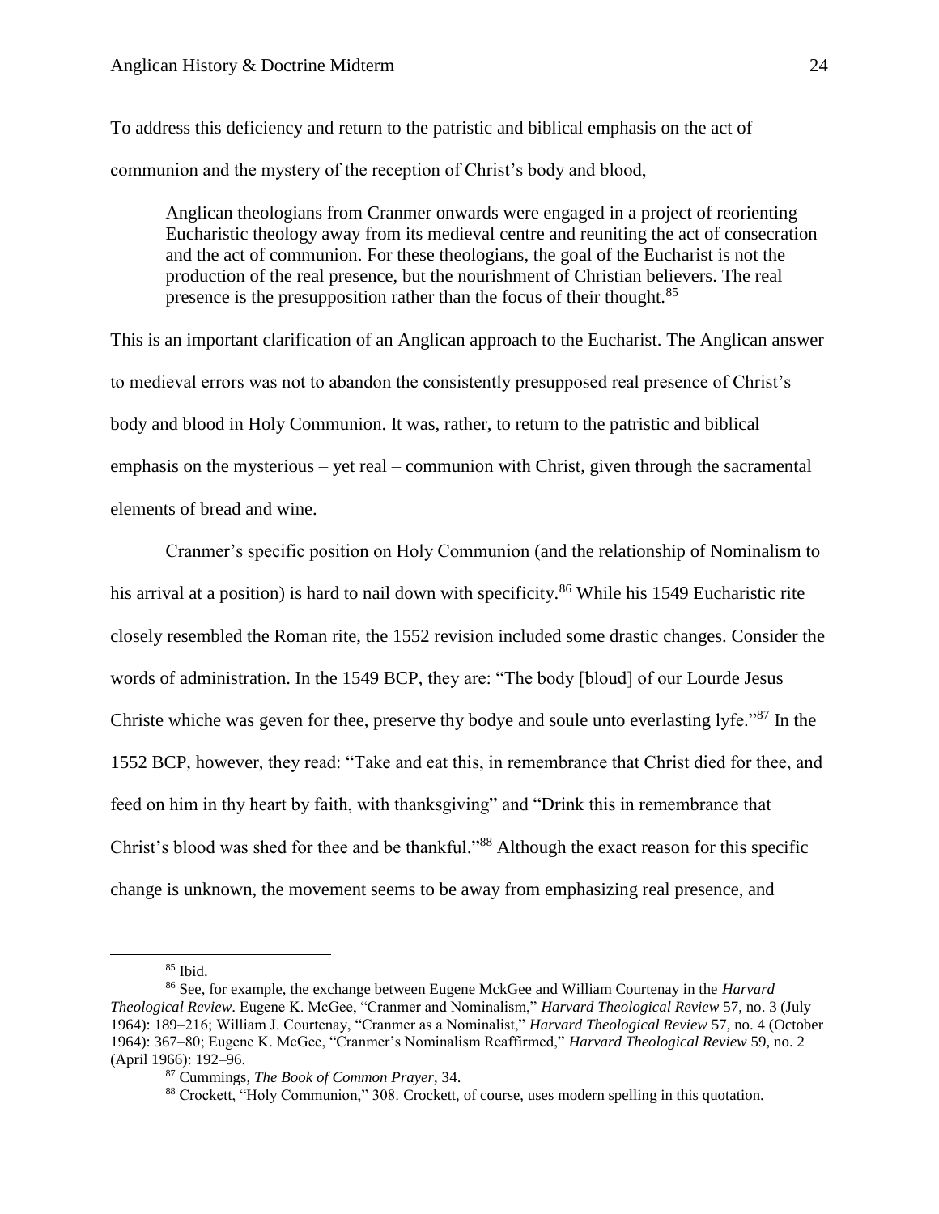To address this deficiency and return to the patristic and biblical emphasis on the act of communion and the mystery of the reception of Christ's body and blood,

> Anglican theologians from Cranmer onwards were engaged in a project of reorienting Eucharistic theology away from its medieval centre and reuniting the act of consecration and the act of communion. For these theologians, the goal of the Eucharist is not the production of the real presence, but the nourishment of Christian believers. The real presence is the presupposition rather than the focus of their thought.[85]

This is an important clarification of an Anglican approach to the Eucharist. The Anglican answer to medieval errors was not to abandon the consistently presupposed real presence of Christ's body and blood in Holy Communion. It was, rather, to return to the patristic and biblical emphasis on the mysterious – yet real – communion with Christ, given through the sacramental elements of bread and wine.

Cranmer's specific position on Holy Communion (and the relationship of Nominalism to his arrival at a position) is hard to nail down with specificity.[86] While his 1549 Eucharistic rite closely resembled the Roman rite, the 1552 revision included some drastic changes. Consider the words of administration. In the 1549 BCP, they are: "The body [bloud] of our Lourde Jesus Christe whiche was geven for thee, preserve thy bodye and soule unto everlasting lyfe."[87] In the 1552 BCP, however, they read: "Take and eat this, in remembrance that Christ died for thee, and feed on him in thy heart by faith, with thanksgiving" and "Drink this in remembrance that Christ's blood was shed for thee and be thankful."[88] Although the exact reason for this specific change is unknown, the movement seems to be away from emphasizing real presence, and

---

[85] Ibid.

[86] See, for example, the exchange between Eugene MckGee and William Courtenay in the *Harvard Theological Review*. Eugene K. McGee, "Cranmer and Nominalism," *Harvard Theological Review* 57, no. 3 (July 1964): 189–216; William J. Courtenay, "Cranmer as a Nominalist," *Harvard Theological Review* 57, no. 4 (October 1964): 367–80; Eugene K. McGee, "Cranmer's Nominalism Reaffirmed," *Harvard Theological Review* 59, no. 2 (April 1966): 192–96.

[87] Cummings, *The Book of Common Prayer*, 34.

[88] Crockett, "Holy Communion," 308. Crockett, of course, uses modern spelling in this quotation.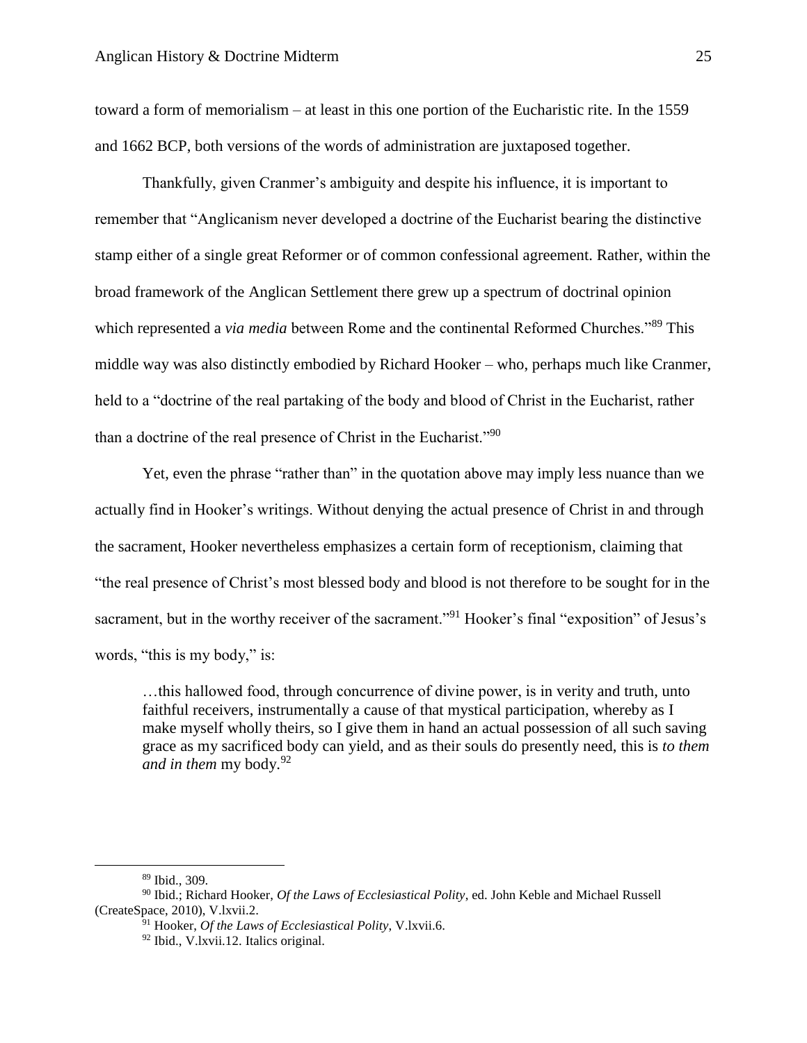toward a form of memorialism – at least in this one portion of the Eucharistic rite. In the 1559 and 1662 BCP, both versions of the words of administration are juxtaposed together.

Thankfully, given Cranmer's ambiguity and despite his influence, it is important to remember that "Anglicanism never developed a doctrine of the Eucharist bearing the distinctive stamp either of a single great Reformer or of common confessional agreement. Rather, within the broad framework of the Anglican Settlement there grew up a spectrum of doctrinal opinion which represented a *via media* between Rome and the continental Reformed Churches."[89] This middle way was also distinctly embodied by Richard Hooker – who, perhaps much like Cranmer, held to a "doctrine of the real partaking of the body and blood of Christ in the Eucharist, rather than a doctrine of the real presence of Christ in the Eucharist."[90]

Yet, even the phrase "rather than" in the quotation above may imply less nuance than we actually find in Hooker's writings. Without denying the actual presence of Christ in and through the sacrament, Hooker nevertheless emphasizes a certain form of receptionism, claiming that "the real presence of Christ's most blessed body and blood is not therefore to be sought for in the sacrament, but in the worthy receiver of the sacrament."[91] Hooker's final "exposition" of Jesus's words, "this is my body," is:

> …this hallowed food, through concurrence of divine power, is in verity and truth, unto faithful receivers, instrumentally a cause of that mystical participation, whereby as I make myself wholly theirs, so I give them in hand an actual possession of all such saving grace as my sacrificed body can yield, and as their souls do presently need, this is *to them and in them* my body.[92]

---

[89] Ibid., 309.

[90] Ibid.; Richard Hooker, *Of the Laws of Ecclesiastical Polity*, ed. John Keble and Michael Russell (CreateSpace, 2010), V.lxvii.2.

[91] Hooker, *Of the Laws of Ecclesiastical Polity*, V.lxvii.6.

[92] Ibid., V.lxvii.12. Italics original.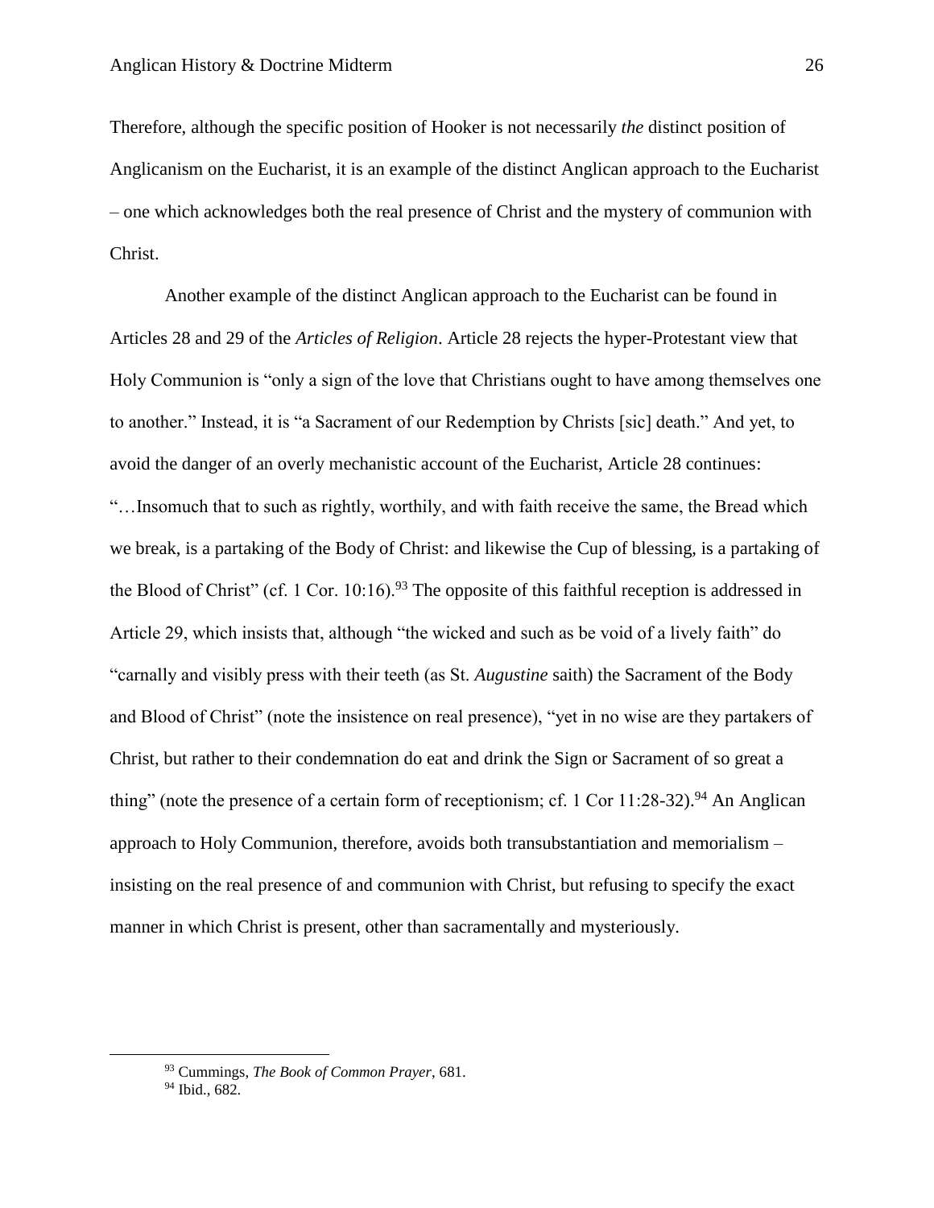Therefore, although the specific position of Hooker is not necessarily *the* distinct position of Anglicanism on the Eucharist, it is an example of the distinct Anglican approach to the Eucharist – one which acknowledges both the real presence of Christ and the mystery of communion with Christ.

Another example of the distinct Anglican approach to the Eucharist can be found in Articles 28 and 29 of the *Articles of Religion*. Article 28 rejects the hyper-Protestant view that Holy Communion is "only a sign of the love that Christians ought to have among themselves one to another." Instead, it is "a Sacrament of our Redemption by Christs [sic] death." And yet, to avoid the danger of an overly mechanistic account of the Eucharist, Article 28 continues: "…Insomuch that to such as rightly, worthily, and with faith receive the same, the Bread which we break, is a partaking of the Body of Christ: and likewise the Cup of blessing, is a partaking of the Blood of Christ" (cf. 1 Cor. 10:16).[93] The opposite of this faithful reception is addressed in Article 29, which insists that, although "the wicked and such as be void of a lively faith" do "carnally and visibly press with their teeth (as St. *Augustine* saith) the Sacrament of the Body and Blood of Christ" (note the insistence on real presence), "yet in no wise are they partakers of Christ, but rather to their condemnation do eat and drink the Sign or Sacrament of so great a thing" (note the presence of a certain form of receptionism; cf. 1 Cor 11:28-32).[94] An Anglican approach to Holy Communion, therefore, avoids both transubstantiation and memorialism – insisting on the real presence of and communion with Christ, but refusing to specify the exact manner in which Christ is present, other than sacramentally and mysteriously.

---

[93] Cummings, *The Book of Common Prayer*, 681.

[94] Ibid., 682.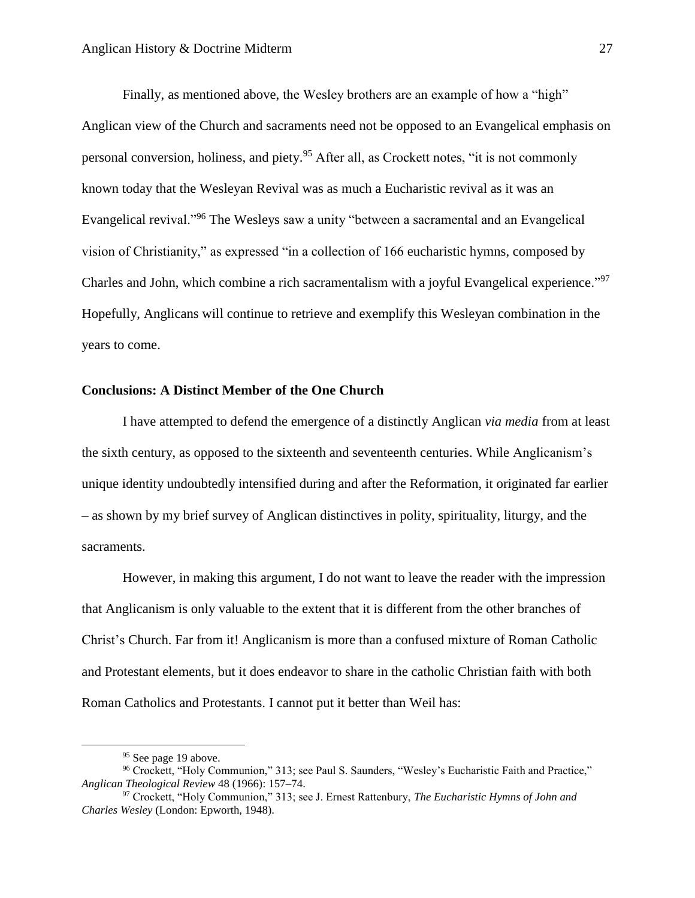Finally, as mentioned above, the Wesley brothers are an example of how a "high" Anglican view of the Church and sacraments need not be opposed to an Evangelical emphasis on personal conversion, holiness, and piety.[95] After all, as Crockett notes, "it is not commonly known today that the Wesleyan Revival was as much a Eucharistic revival as it was an Evangelical revival."[96] The Wesleys saw a unity "between a sacramental and an Evangelical vision of Christianity," as expressed "in a collection of 166 eucharistic hymns, composed by Charles and John, which combine a rich sacramentalism with a joyful Evangelical experience."[97] Hopefully, Anglicans will continue to retrieve and exemplify this Wesleyan combination in the years to come.

**Conclusions: A Distinct Member of the One Church**

I have attempted to defend the emergence of a distinctly Anglican *via media* from at least the sixth century, as opposed to the sixteenth and seventeenth centuries. While Anglicanism's unique identity undoubtedly intensified during and after the Reformation, it originated far earlier – as shown by my brief survey of Anglican distinctives in polity, spirituality, liturgy, and the sacraments.

However, in making this argument, I do not want to leave the reader with the impression that Anglicanism is only valuable to the extent that it is different from the other branches of Christ's Church. Far from it! Anglicanism is more than a confused mixture of Roman Catholic and Protestant elements, but it does endeavor to share in the catholic Christian faith with both Roman Catholics and Protestants. I cannot put it better than Weil has:

---

[95] See page 19 above.

[96] Crockett, "Holy Communion," 313; see Paul S. Saunders, "Wesley's Eucharistic Faith and Practice," *Anglican Theological Review* 48 (1966): 157–74.

[97] Crockett, "Holy Communion," 313; see J. Ernest Rattenbury, *The Eucharistic Hymns of John and Charles Wesley* (London: Epworth, 1948).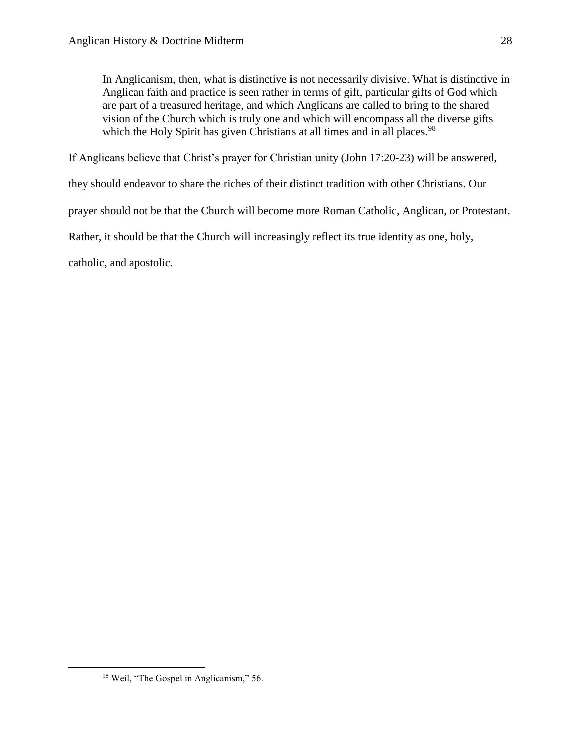> In Anglicanism, then, what is distinctive is not necessarily divisive. What is distinctive in Anglican faith and practice is seen rather in terms of gift, particular gifts of God which are part of a treasured heritage, and which Anglicans are called to bring to the shared vision of the Church which is truly one and which will encompass all the diverse gifts which the Holy Spirit has given Christians at all times and in all places.[98]

If Anglicans believe that Christ's prayer for Christian unity (John 17:20-23) will be answered, they should endeavor to share the riches of their distinct tradition with other Christians. Our prayer should not be that the Church will become more Roman Catholic, Anglican, or Protestant. Rather, it should be that the Church will increasingly reflect its true identity as one, holy, catholic, and apostolic.

[98] Weil, "The Gospel in Anglicanism," 56.